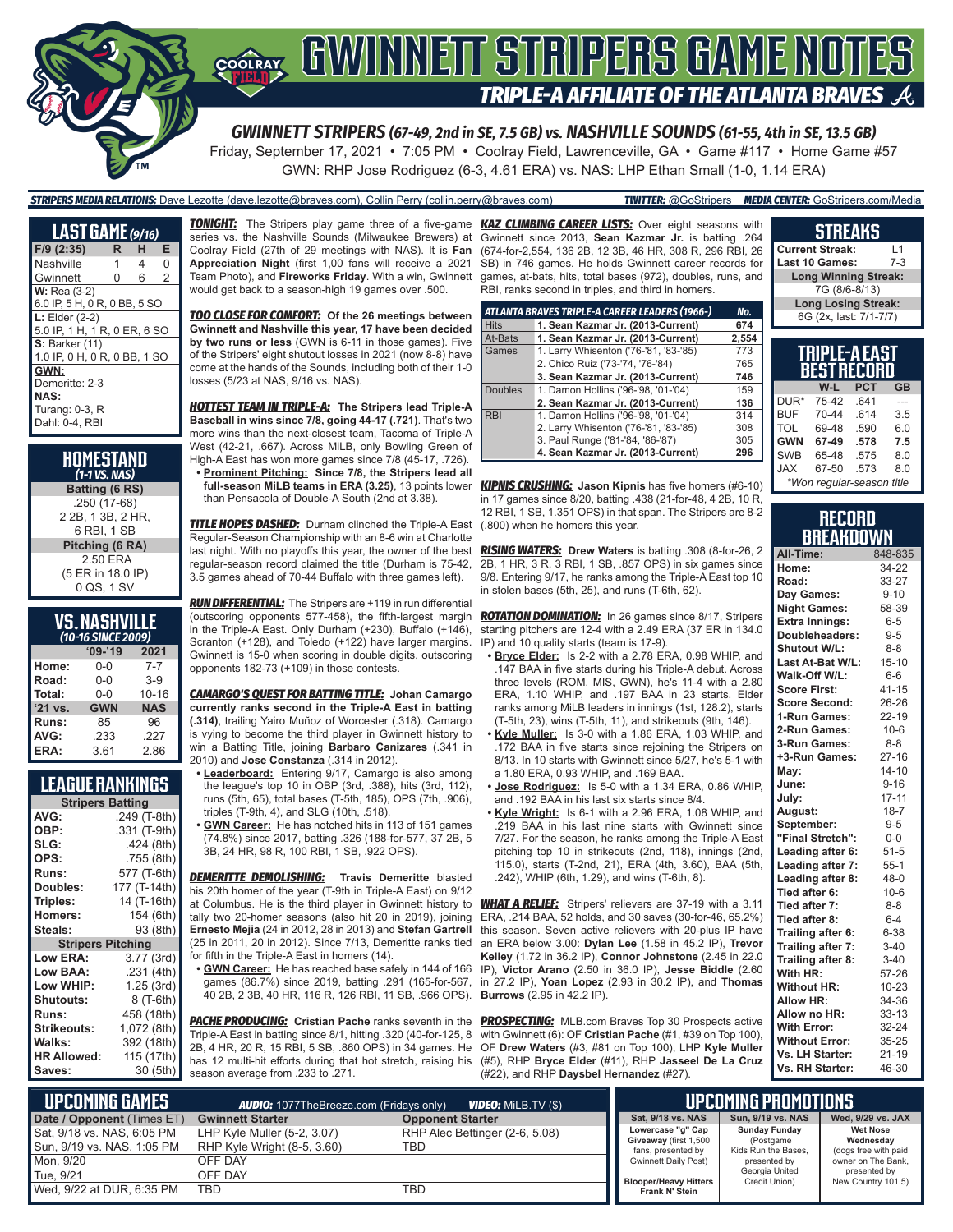# GWINNETT STRIPERS GAME NOTES

## TRIPLE-A AFFILIATE OF THE ATLANTA BRAVES

### GWINNETT STRIPERS (67-49, 2nd in SE, 7.5 GB) vs. NASHVILLE SOUNDS (61-55, 4th in SE, 13.5 GB)

Friday, September 17, 2021 • 7:05 PM • Coolray Field, Lawrenceville, GA • Game #117 • Home Game #57

GWN: RHP Jose Rodriguez (6-3, 4.61 ERA) vs. NAS: LHP Ethan Small (1-0, 1.14 ERA)

**STRIPERS MEDIA RELATIONS:** Dave Lezotte (dave.lezotte@braves.com), Collin Perry (collin.perry@braves.com) **TWITTER:** @GoStripers **MEDIA CENTER:** GoStripers.com/Media

## LAST GAME (9/16)

| F/9 (2:35) | R | H | E |
|---|---|---|---|
| Nashville | 1 | 4 | 0 |
| Gwinnett | 0 | 6 | 2 |

**W:** Rea (3-2)
6.0 IP, 5 H, 0 R, 0 BB, 5 SO

**L:** Elder (2-2)
5.0 IP, 1 H, 1 R, 0 ER, 6 SO

**S:** Barker (11)
1.0 IP, 0 H, 0 R, 0 BB, 1 SO

**GWN:**
Demeritte: 2-3

**NAS:**
Turang: 0-3, R
Dahl: 0-4, RBI

## HOMESTAND
*(1-1 VS. NAS)*

**Batting (6 RS)**
.250 (17-68)
2 2B, 1 3B, 2 HR,
6 RBI, 1 SB

**Pitching (6 RA)**
2.50 ERA
(5 ER in 18.0 IP)
0 QS, 1 SV

## VS. NASHVILLE
*(10-16 SINCE 2009)*

| | '09-'19 | 2021 |
|---|---|---|
| Home: | 0-0 | 7-7 |
| Road: | 0-0 | 3-9 |
| Total: | 0-0 | 10-16 |
| '21 vs. | GWN | NAS |
| Runs: | 85 | 96 |
| AVG: | .233 | .227 |
| ERA: | 3.61 | 2.86 |

## LEAGUE RANKINGS

| Stripers Batting | |
|---|---|
| AVG: | .249 (T-8th) |
| OBP: | .331 (T-9th) |
| SLG: | .424 (8th) |
| OPS: | .755 (8th) |
| Runs: | 577 (T-6th) |
| Doubles: | 177 (T-14th) |
| Triples: | 14 (T-16th) |
| Homers: | 154 (6th) |
| Steals: | 93 (8th) |
| **Stripers Pitching** | |
| Low ERA: | 3.77 (3rd) |
| Low BAA: | .231 (4th) |
| Low WHIP: | 1.25 (3rd) |
| Shutouts: | 8 (T-6th) |
| Runs: | 458 (18th) |
| Strikeouts: | 1,072 (8th) |
| Walks: | 392 (18th) |
| HR Allowed: | 115 (17th) |
| Saves: | 30 (5th) |

**TONIGHT:** The Stripers play game three of a five-game series vs. the Nashville Sounds (Milwaukee Brewers) at Coolray Field (27th of 29 meetings with NAS). It is **Fan Appreciation Night** (first 1,00 fans will receive a 2021 Team Photo), and **Fireworks Friday**. With a win, Gwinnett would get back to a season-high 19 games over .500.

**TOO CLOSE FOR COMFORT:** **Of the 26 meetings between Gwinnett and Nashville this year, 17 have been decided by two runs or less** (GWN is 6-11 in those games). Five of the Stripers' eight shutout losses in 2021 (now 8-8) have come at the hands of the Sounds, including both of their 1-0 losses (5/23 at NAS, 9/16 vs. NAS).

**HOTTEST TEAM IN TRIPLE-A:** **The Stripers lead Triple-A Baseball in wins since 7/8, going 44-17 (.721)**. That's two more wins than the next-closest team, Tacoma of Triple-A West (42-21, .667). Across MiLB, only Bowling Green of High-A East has won more games since 7/8 (45-17, .726).

- **Prominent Pitching:** **Since 7/8, the Stripers lead all full-season MiLB teams in ERA (3.25)**, 13 points lower than Pensacola of Double-A South (2nd at 3.38).

**TITLE HOPES DASHED:** Durham clinched the Triple-A East Regular-Season Championship with an 8-6 win at Charlotte last night. With no playoffs this year, the owner of the best regular-season record claimed the title (Durham is 75-42, 3.5 games ahead of 70-44 Buffalo with three games left).

**RUN DIFFERENTIAL:** The Stripers are +119 in run differential (outscoring opponents 577-458), the fifth-largest margin in the Triple-A East. Only Durham (+230), Buffalo (+146), Scranton (+128), and Toledo (+122) have larger margins. Gwinnett is 15-0 when scoring in double digits, outscoring opponents 182-73 (+109) in those contests.

**CAMARGO'S QUEST FOR BATTING TITLE:** **Johan Camargo currently ranks second in the Triple-A East in batting (.314)**, trailing Yairo Muñoz of Worcester (.318). Camargo is vying to become the third player in Gwinnett history to win a Batting Title, joining **Barbaro Canizares** (.341 in 2010) and **Jose Constanza** (.314 in 2012).

- **Leaderboard:** Entering 9/17, Camargo is also among the league's top 10 in OBP (3rd, .388), hits (3rd, 112), runs (5th, 65), total bases (T-5th, 185), OPS (7th, .906), triples (T-9th, 4), and SLG (10th, .518).
- **GWN Career:** He has notched hits in 113 of 151 games (74.8%) since 2017, batting .326 (188-for-577, 37 2B, 5 3B, 24 HR, 98 R, 100 RBI, 1 SB, .922 OPS).

**DEMERITTE DEMOLISHING:** **Travis Demeritte** blasted his 20th homer of the year (T-9th in Triple-A East) on 9/12 at Columbus. He is the third player in Gwinnett history to tally two 20-homer seasons (also hit 20 in 2019), joining **Ernesto Mejia** (24 in 2012, 28 in 2013) and **Stefan Gartrell** (25 in 2011, 20 in 2012). Since 7/13, Demeritte ranks tied for fifth in the Triple-A East in homers (14).

- **GWN Career:** He has reached base safely in 144 of 166 games (86.7%) since 2019, batting .291 (165-for-567, 40 2B, 2 3B, 40 HR, 116 R, 126 RBI, 11 SB, .966 OPS).

**PACHE PRODUCING:** **Cristian Pache** ranks seventh in the Triple-A East in batting since 8/1, hitting .320 (40-for-125, 8 2B, 4 HR, 20 R, 15 RBI, 5 SB, .860 OPS) in 34 games. He has 12 multi-hit efforts during that hot stretch, raising his season average from .233 to .271.

**KAZ CLIMBING CAREER LISTS:** Over eight seasons with Gwinnett since 2013, **Sean Kazmar Jr.** is batting .264 (674-for-2,554, 136 2B, 12 3B, 46 HR, 308 R, 296 RBI, 26 SB) in 746 games. He holds Gwinnett career records for games, at-bats, hits, total bases (972), doubles, runs, and RBI, ranks second in triples, and third in homers.

| ATLANTA BRAVES TRIPLE-A CAREER LEADERS (1966-) | | No. |
|---|---|---|
| Hits | **1. Sean Kazmar Jr. (2013-Current)** | **674** |
| At-Bats | **1. Sean Kazmar Jr. (2013-Current)** | **2,554** |
| Games | 1. Larry Whisenton ('76-'81, '83-'85) | 773 |
| | 2. Chico Ruiz ('73-'74, '76-'84) | 765 |
| | **3. Sean Kazmar Jr. (2013-Current)** | **746** |
| Doubles | 1. Damon Hollins ('96-'98, '01-'04) | 159 |
| | **2. Sean Kazmar Jr. (2013-Current)** | **136** |
| RBI | 1. Damon Hollins ('96-'98, '01-'04) | 314 |
| | 2. Larry Whisenton ('76-'81, '83-'85) | 308 |
| | 3. Paul Runge ('81-'84, '86-'87) | 305 |
| | **4. Sean Kazmar Jr. (2013-Current)** | **296** |

**KIPNIS CRUSHING:** **Jason Kipnis** has five homers (#6-10) in 17 games since 8/20, batting .438 (21-for-48, 4 2B, 10 R, 12 RBI, 1 SB, 1.351 OPS) in that span. The Stripers are 8-2 (.800) when he homers this year.

**RISING WATERS:** **Drew Waters** is batting .308 (8-for-26, 2 2B, 1 HR, 3 R, 3 RBI, 1 SB, .857 OPS) in six games since 9/8. Entering 9/17, he ranks among the Triple-A East top 10 in stolen bases (5th, 25), and runs (T-6th, 62).

**ROTATION DOMINATION:** In 26 games since 8/17, Stripers starting pitchers are 12-4 with a 2.49 ERA (37 ER in 134.0 IP) and 10 quality starts (team is 17-9).

- **Bryce Elder:** Is 2-2 with a 2.78 ERA, 0.98 WHIP, and .147 BAA in five starts during his Triple-A debut. Across three levels (ROM, MIS, GWN), he's 11-4 with a 2.80 ERA, 1.10 WHIP, and .197 BAA in 23 starts. Elder ranks among MiLB leaders in innings (1st, 128.2), starts (T-5th, 23), wins (T-5th, 11), and strikeouts (9th, 146).
- **Kyle Muller:** Is 3-0 with a 1.86 ERA, 1.03 WHIP, and .172 BAA in five starts since rejoining the Stripers on 8/13. In 10 starts with Gwinnett since 5/27, he's 5-1 with a 1.80 ERA, 0.93 WHIP, and .169 BAA.
- **Jose Rodriguez:** Is 5-0 with a 1.34 ERA, 0.86 WHIP, and .192 BAA in his last six starts since 8/4.
- **Kyle Wright:** Is 6-1 with a 2.96 ERA, 1.08 WHIP, and .219 BAA in his last nine starts with Gwinnett since 7/27. For the season, he ranks among the Triple-A East pitching top 10 in strikeouts (2nd, 118), innings (2nd, 115.0), starts (T-2nd, 21), ERA (4th, 3.60), BAA (5th, .242), WHIP (6th, 1.29), and wins (T-6th, 8).

**WHAT A RELIEF:** Stripers' relievers are 37-19 with a 3.11 ERA, .214 BAA, 52 holds, and 30 saves (30-for-46, 65.2%) this season. Seven active relievers with 20-plus IP have an ERA below 3.00: **Dylan Lee** (1.58 in 45.2 IP), **Trevor Kelley** (1.72 in 36.2 IP), **Connor Johnstone** (2.45 in 22.0 IP), **Victor Arano** (2.50 in 36.0 IP), **Jesse Biddle** (2.60 in 27.2 IP), **Yoan Lopez** (2.93 in 30.2 IP), and **Thomas Burrows** (2.95 in 42.2 IP).

**PROSPECTING:** MLB.com Braves Top 30 Prospects active with Gwinnett (6): OF **Cristian Pache** (#1, #39 on Top 100), OF **Drew Waters** (#3, #81 on Top 100), LHP **Kyle Muller** (#5), RHP **Bryce Elder** (#11), RHP **Jasseel De La Cruz** (#22), and RHP **Daysbel Hernandez** (#27).

## STREAKS

| | |
|---|---|
| Current Streak: | L1 |
| Last 10 Games: | 7-3 |

**Long Winning Streak:**
7G (8/6-8/13)

**Long Losing Streak:**
6G (2x, last: 7/1-7/7)

## TRIPLE-A EAST BEST RECORD

| | W-L | PCT | GB |
|---|---|---|---|
| DUR* | 75-42 | .641 | --- |
| BUF | 70-44 | .614 | 3.5 |
| TOL | 69-48 | .590 | 6.0 |
| **GWN** | **67-49** | **.578** | **7.5** |
| SWB | 65-48 | .575 | 8.0 |
| JAX | 67-50 | .573 | 8.0 |

*Won regular-season title

## RECORD BREAKDOWN

| | |
|---|---|
| All-Time: | 848-835 |
| Home: | 34-22 |
| Road: | 33-27 |
| Day Games: | 9-10 |
| Night Games: | 58-39 |
| Extra Innings: | 6-5 |
| Doubleheaders: | 9-5 |
| Shutout W/L: | 8-8 |
| Last At-Bat W/L: | 15-10 |
| Walk-Off W/L: | 6-6 |
| Score First: | 41-15 |
| Score Second: | 26-26 |
| 1-Run Games: | 22-19 |
| 2-Run Games: | 10-6 |
| 3-Run Games: | 8-8 |
| +3-Run Games: | 27-16 |
| May: | 14-10 |
| June: | 9-16 |
| July: | 17-11 |
| August: | 18-7 |
| September: | 9-5 |
| "Final Stretch": | 0-0 |
| Leading after 6: | 51-5 |
| Leading after 7: | 55-1 |
| Leading after 8: | 48-0 |
| Tied after 6: | 10-6 |
| Tied after 7: | 8-8 |
| Tied after 8: | 6-4 |
| Trailing after 6: | 6-38 |
| Trailing after 7: | 3-40 |
| Trailing after 8: | 3-40 |
| With HR: | 57-26 |
| Without HR: | 10-23 |
| Allow HR: | 34-36 |
| Allow no HR: | 33-13 |
| With Error: | 32-24 |
| Without Error: | 35-25 |
| Vs. LH Starter: | 21-19 |
| Vs. RH Starter: | 46-30 |

## UPCOMING GAMES

**AUDIO:** 1077TheBreeze.com (Fridays only) **VIDEO:** MiLB.TV ($)

| Date / Opponent (Times ET) | Gwinnett Starter | Opponent Starter |
|---|---|---|
| Sat, 9/18 vs. NAS, 6:05 PM | LHP Kyle Muller (5-2, 3.07) | RHP Alec Bettinger (2-6, 5.08) |
| Sun, 9/19 vs. NAS, 1:05 PM | RHP Kyle Wright (8-5, 3.60) | TBD |
| Mon, 9/20 | OFF DAY | |
| Tue, 9/21 | OFF DAY | |
| Wed, 9/22 at DUR, 6:35 PM | TBD | TBD |

## UPCOMING PROMOTIONS

| Sat, 9/18 vs. NAS | Sun, 9/19 vs. NAS | Wed, 9/29 vs. JAX |
|---|---|---|
| **Lowercase "g" Cap Giveaway** (first 1,500 fans, presented by Gwinnett Daily Post) **Blooper/Heavy Hitters Frank N' Stein** | **Sunday Funday** (Postgame Kids Run the Bases, presented by Georgia United Credit Union) | **Wet Nose Wednesday** (dogs free with paid owner on The Bank, presented by New Country 101.5) |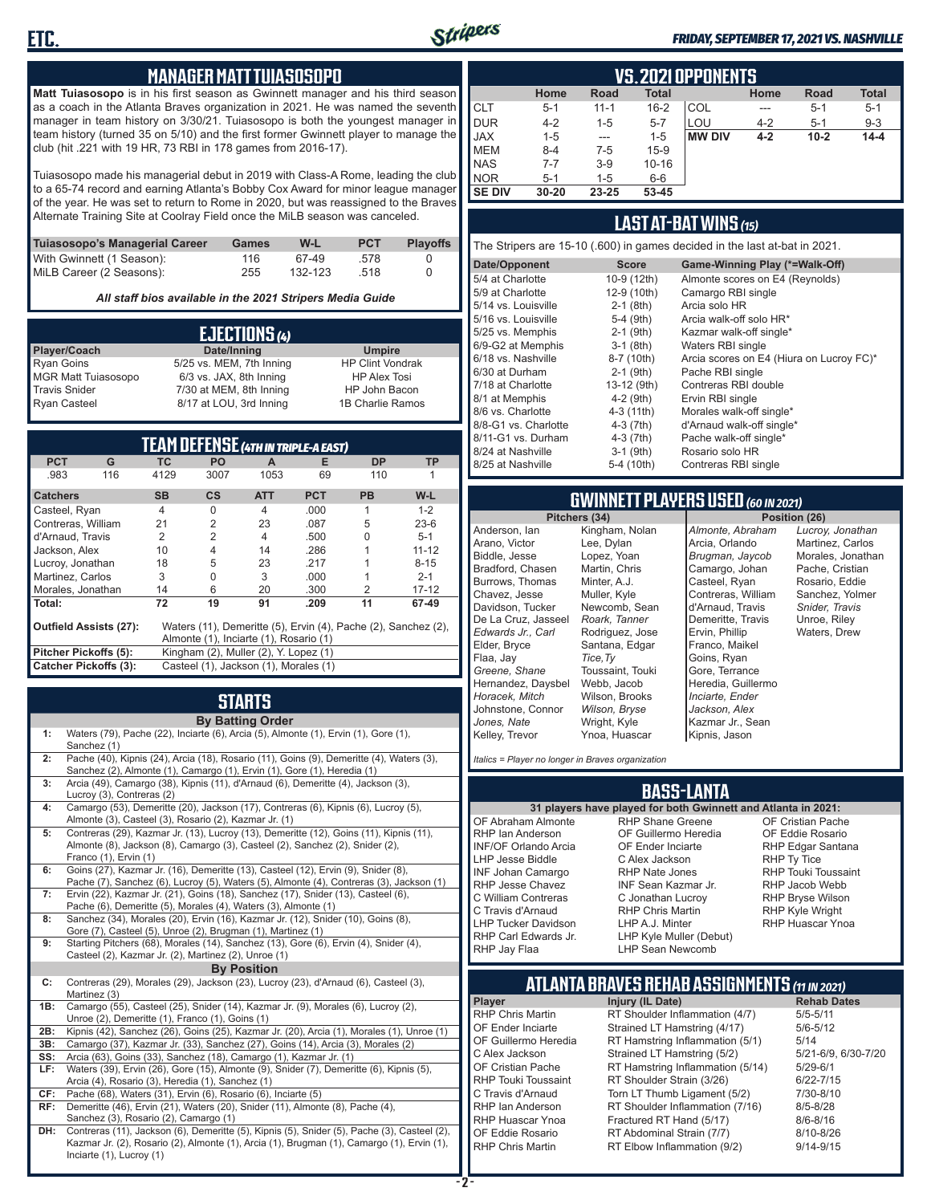## MANAGER MATT TUIASOSOPO

**Matt Tuiasosopo** is in his first season as Gwinnett manager and his third season as a coach in the Atlanta Braves organization in 2021. He was named the seventh manager in team history on 3/30/21. Tuiasosopo is both the youngest manager in team history (turned 35 on 5/10) and the first former Gwinnett player to manage the club (hit .221 with 19 HR, 73 RBI in 178 games from 2016-17).

Tuiasosopo made his managerial debut in 2019 with Class-A Rome, leading the club to a 65-74 record and earning Atlanta's Bobby Cox Award for minor league manager of the year. He was set to return to Rome in 2020, but was reassigned to the Braves Alternate Training Site at Coolray Field once the MiLB season was canceled.

| Tuiasosopo's Managerial Career | Games | W-L | PCT | Playoffs |
|---|---|---|---|---|
| With Gwinnett (1 Season): | 116 | 67-49 | .578 | 0 |
| MiLB Career (2 Seasons): | 255 | 132-123 | .518 | 0 |

*All staff bios available in the 2021 Stripers Media Guide*

## EJECTIONS (4)

| Player/Coach | Date/Inning | Umpire |
|---|---|---|
| Ryan Goins | 5/25 vs. MEM, 7th Inning | HP Clint Vondrak |
| MGR Matt Tuiasosopo | 6/3 vs. JAX, 8th Inning | HP Alex Tosi |
| Travis Snider | 7/30 at MEM, 8th Inning | HP John Bacon |
| Ryan Casteel | 8/17 at LOU, 3rd Inning | 1B Charlie Ramos |

## TEAM DEFENSE (4TH IN TRIPLE-A EAST)

| PCT | G | TC | PO | A | E | DP | TP |
|---|---|---|---|---|---|---|---|
| .983 | 116 | 4129 | 3007 | 1053 | 69 | 110 | 1 |

| Catchers | SB | CS | ATT | PCT | PB | W-L |
|---|---|---|---|---|---|---|
| Casteel, Ryan | 4 | 0 | 4 | .000 | 1 | 1-2 |
| Contreras, William | 21 | 2 | 23 | .087 | 5 | 23-6 |
| d'Arnaud, Travis | 2 | 2 | 4 | .500 | 0 | 5-1 |
| Jackson, Alex | 10 | 4 | 14 | .286 | 1 | 11-12 |
| Lucroy, Jonathan | 18 | 5 | 23 | .217 | 1 | 8-15 |
| Martinez, Carlos | 3 | 0 | 3 | .000 | 1 | 2-1 |
| Morales, Jonathan | 14 | 6 | 20 | .300 | 2 | 17-12 |
| **Total:** | **72** | **19** | **91** | **.209** | **11** | **67-49** |

**Outfield Assists (27):** Waters (11), Demeritte (5), Ervin (4), Pache (2), Sanchez (2), Almonte (1), Inciarte (1), Rosario (1)

**Pitcher Pickoffs (5):** Kingham (2), Muller (2), Y. Lopez (1)

**Catcher Pickoffs (3):** Casteel (1), Jackson (1), Morales (1)

## STARTS

**By Batting Order**

| | |
|---|---|
| 1: | Waters (79), Pache (22), Inciarte (6), Arcia (5), Almonte (1), Ervin (1), Gore (1), Sanchez (1) |
| 2: | Pache (40), Kipnis (24), Arcia (18), Rosario (11), Goins (9), Demeritte (4), Waters (3), Sanchez (2), Almonte (1), Camargo (1), Ervin (1), Gore (1), Heredia (1) |
| 3: | Arcia (49), Camargo (38), Kipnis (11), d'Arnaud (6), Demeritte (4), Jackson (3), Lucroy (3), Contreras (2) |
| 4: | Camargo (53), Demeritte (20), Jackson (17), Contreras (6), Kipnis (6), Lucroy (5), Almonte (3), Casteel (3), Rosario (2), Kazmar Jr. (1) |
| 5: | Contreras (29), Kazmar Jr. (13), Lucroy (13), Demeritte (12), Goins (11), Kipnis (11), Almonte (8), Jackson (8), Camargo (3), Casteel (2), Sanchez (2), Snider (2), Franco (1), Ervin (1) |
| 6: | Goins (27), Kazmar Jr. (16), Demeritte (13), Casteel (12), Ervin (9), Snider (8), Pache (7), Sanchez (6), Lucroy (5), Waters (5), Almonte (4), Contreras (3), Jackson (1) |
| 7: | Ervin (22), Kazmar Jr. (21), Goins (18), Sanchez (17), Snider (13), Casteel (6), Pache (6), Demeritte (5), Morales (4), Waters (3), Almonte (1) |
| 8: | Sanchez (34), Morales (20), Ervin (16), Kazmar Jr. (12), Snider (10), Goins (8), Gore (7), Casteel (5), Unroe (2), Brugman (1), Martinez (1) |
| 9: | Starting Pitchers (68), Morales (14), Sanchez (13), Gore (6), Ervin (4), Snider (4), Casteel (2), Kazmar Jr. (2), Martinez (2), Unroe (1) |

**By Position**

| | |
|---|---|
| C: | Contreras (29), Morales (29), Jackson (23), Lucroy (23), d'Arnaud (6), Casteel (3), Martinez (3) |
| 1B: | Camargo (55), Casteel (25), Snider (14), Kazmar Jr. (9), Morales (6), Lucroy (2), Unroe (2), Demeritte (1), Franco (1), Goins (1) |
| 2B: | Kipnis (42), Sanchez (26), Goins (25), Kazmar Jr. (20), Arcia (1), Morales (1), Unroe (1) |
| 3B: | Camargo (37), Kazmar Jr. (33), Sanchez (27), Goins (14), Arcia (3), Morales (2) |
| SS: | Arcia (63), Goins (33), Sanchez (18), Camargo (1), Kazmar Jr. (1) |
| LF: | Waters (39), Ervin (26), Gore (15), Almonte (9), Snider (7), Demeritte (6), Kipnis (5), Arcia (4), Rosario (3), Heredia (1), Sanchez (1) |
| CF: | Pache (68), Waters (31), Ervin (6), Rosario (6), Inciarte (5) |
| RF: | Demeritte (46), Ervin (21), Waters (20), Snider (11), Almonte (8), Pache (4), Sanchez (3), Rosario (2), Camargo (1) |
| DH: | Contreras (11), Jackson (6), Demeritte (5), Kipnis (5), Snider (5), Pache (3), Casteel (2), Kazmar Jr. (2), Rosario (2), Almonte (1), Arcia (1), Brugman (1), Camargo (1), Ervin (1), Inciarte (1), Lucroy (1) |

## VS. 2021 OPPONENTS

| | Home | Road | Total | | Home | Road | Total |
|---|---|---|---|---|---|---|---|
| CLT | 5-1 | 11-1 | 16-2 | COL | --- | 5-1 | 5-1 |
| DUR | 4-2 | 1-5 | 5-7 | LOU | 4-2 | 5-1 | 9-3 |
| JAX | 1-5 | --- | 1-5 | **MW DIV** | **4-2** | **10-2** | **14-4** |
| MEM | 8-4 | 7-5 | 15-9 | | | | |
| NAS | 7-7 | 3-9 | 10-16 | | | | |
| NOR | 5-1 | 1-5 | 6-6 | | | | |
| **SE DIV** | **30-20** | **23-25** | **53-45** | | | | |

## LAST AT-BAT WINS (15)

The Stripers are 15-10 (.600) in games decided in the last at-bat in 2021.

| Date/Opponent | Score | Game-Winning Play (*=Walk-Off) |
|---|---|---|
| 5/4 at Charlotte | 10-9 (12th) | Almonte scores on E4 (Reynolds) |
| 5/9 at Charlotte | 12-9 (10th) | Camargo RBI single |
| 5/14 vs. Louisville | 2-1 (8th) | Arcia solo HR |
| 5/16 vs. Louisville | 5-4 (9th) | Arcia walk-off solo HR* |
| 5/25 vs. Memphis | 2-1 (9th) | Kazmar walk-off single* |
| 6/9-G2 at Memphis | 3-1 (8th) | Waters RBI single |
| 6/18 vs. Nashville | 8-7 (10th) | Arcia scores on E4 (Hiura on Lucroy FC)* |
| 6/30 at Durham | 2-1 (9th) | Pache RBI single |
| 7/18 at Charlotte | 13-12 (9th) | Contreras RBI double |
| 8/1 at Memphis | 4-2 (9th) | Ervin RBI single |
| 8/6 vs. Charlotte | 4-3 (11th) | Morales walk-off single* |
| 8/8-G1 vs. Charlotte | 4-3 (7th) | d'Arnaud walk-off single* |
| 8/11-G1 vs. Durham | 4-3 (7th) | Pache walk-off single* |
| 8/24 at Nashville | 3-1 (9th) | Rosario solo HR |
| 8/25 at Nashville | 5-4 (10th) | Contreras RBI single |

## GWINNETT PLAYERS USED (60 IN 2021)

| Pitchers (34) | | Position (26) | |
|---|---|---|---|
| Anderson, Ian | Kingham, Nolan | *Almonte, Abraham* | *Lucroy, Jonathan* |
| Arano, Victor | Lee, Dylan | Arcia, Orlando | Martinez, Carlos |
| Biddle, Jesse | Lopez, Yoan | *Brugman, Jaycob* | Morales, Jonathan |
| Bradford, Chasen | Martin, Chris | Camargo, Johan | Pache, Cristian |
| Burrows, Thomas | Minter, A.J. | Casteel, Ryan | Rosario, Eddie |
| Chavez, Jesse | Muller, Kyle | Contreras, William | Sanchez, Yolmer |
| Davidson, Tucker | Newcomb, Sean | d'Arnaud, Travis | *Snider, Travis* |
| De La Cruz, Jasseel | *Roark, Tanner* | Demeritte, Travis | Unroe, Riley |
| *Edwards Jr., Carl* | Rodriguez, Jose | Ervin, Phillip | Waters, Drew |
| Elder, Bryce | Santana, Edgar | Franco, Maikel | |
| Flaa, Jay | *Tice, Ty* | Goins, Ryan | |
| *Greene, Shane* | Toussaint, Touki | Gore, Terrance | |
| Hernandez, Daysbel | Webb, Jacob | Heredia, Guillermo | |
| *Horacek, Mitch* | Wilson, Brooks | *Inciarte, Ender* | |
| Johnstone, Connor | *Wilson, Bryse* | *Jackson, Alex* | |
| *Jones, Nate* | Wright, Kyle | Kazmar Jr., Sean | |
| Kelley, Trevor | Ynoa, Huascar | Kipnis, Jason | |

*Italics = Player no longer in Braves organization*

## BASS-LANTA

**31 players have played for both Gwinnett and Atlanta in 2021:**

| | | |
|---|---|---|
| OF Abraham Almonte | RHP Shane Greene | OF Cristian Pache |
| RHP Ian Anderson | OF Guillermo Heredia | OF Eddie Rosario |
| INF/OF Orlando Arcia | OF Ender Inciarte | RHP Edgar Santana |
| LHP Jesse Biddle | C Alex Jackson | RHP Ty Tice |
| INF Johan Camargo | RHP Nate Jones | RHP Touki Toussaint |
| RHP Jesse Chavez | INF Sean Kazmar Jr. | RHP Jacob Webb |
| C William Contreras | C Jonathan Lucroy | RHP Bryse Wilson |
| C Travis d'Arnaud | RHP Chris Martin | RHP Kyle Wright |
| LHP Tucker Davidson | LHP A.J. Minter | RHP Huascar Ynoa |
| RHP Carl Edwards Jr. | LHP Kyle Muller (Debut) | |
| RHP Jay Flaa | LHP Sean Newcomb | |

## ATLANTA BRAVES REHAB ASSIGNMENTS (11 IN 2021)

| Player | Injury (IL Date) | Rehab Dates |
|---|---|---|
| RHP Chris Martin | RT Shoulder Inflammation (4/7) | 5/5-5/11 |
| OF Ender Inciarte | Strained LT Hamstring (4/17) | 5/6-5/12 |
| OF Guillermo Heredia | RT Hamstring Inflammation (5/1) | 5/14 |
| C Alex Jackson | Strained LT Hamstring (5/2) | 5/21-6/9, 6/30-7/20 |
| OF Cristian Pache | RT Hamstring Inflammation (5/14) | 5/29-6/1 |
| RHP Touki Toussaint | RT Shoulder Strain (3/26) | 6/22-7/15 |
| C Travis d'Arnaud | Torn LT Thumb Ligament (5/2) | 7/30-8/10 |
| RHP Ian Anderson | RT Shoulder Inflammation (7/16) | 8/5-8/28 |
| RHP Huascar Ynoa | Fractured RT Hand (5/17) | 8/6-8/16 |
| OF Eddie Rosario | RT Abdominal Strain (7/7) | 8/10-8/26 |
| RHP Chris Martin | RT Elbow Inflammation (9/2) | 9/14-9/15 |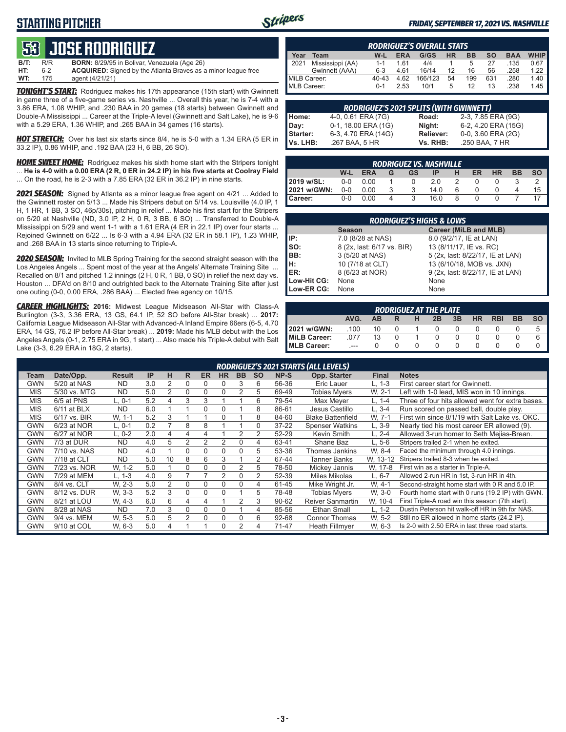# STARTING PITCHER

**FRIDAY, SEPTEMBER 17, 2021 VS. NASHVILLE**

## 53 JOSE RODRIGUEZ

**B/T:** R/R **BORN:** 8/29/95 in Bolivar, Venezuela (Age 26)
**HT:** 6-2 **ACQUIRED:** Signed by the Atlanta Braves as a minor league free
**WT:** 175 agent (4/21/21)

***TONIGHT'S START:*** Rodriguez makes his 17th appearance (15th start) with Gwinnett in game three of a five-game series vs. Nashville ... Overall this year, he is 7-4 with a 3.86 ERA, 1.08 WHIP, and .230 BAA in 20 games (18 starts) between Gwinnett and Double-A Mississippi ... Career at the Triple-A level (Gwinnett and Salt Lake), he is 9-6 with a 5.29 ERA, 1.36 WHIP, and .265 BAA in 34 games (16 starts).

***HOT STRETCH:*** Over his last six starts since 8/4, he is 5-0 with a 1.34 ERA (5 ER in 33.2 IP), 0.86 WHIP, and .192 BAA (23 H, 6 BB, 26 SO).

***HOME SWEET HOME:*** Rodriguez makes his sixth home start with the Stripers tonight ... **He is 4-0 with a 0.00 ERA (2 R, 0 ER in 24.2 IP) in his five starts at Coolray Field** ... On the road, he is 2-3 with a 7.85 ERA (32 ER in 36.2 IP) in nine starts.

***2021 SEASON:*** Signed by Atlanta as a minor league free agent on 4/21 ... Added to the Gwinnett roster on 5/13 ... Made his Stripers debut on 5/14 vs. Louisville (4.0 IP, 1 H, 1 HR, 1 BB, 3 SO, 46p/30s), pitching in relief ... Made his first start for the Stripers on 5/20 at Nashville (ND, 3.0 IP, 2 H, 0 R, 3 BB, 6 SO) ... Transferred to Double-A Mississippi on 5/29 and went 1-1 with a 1.61 ERA (4 ER in 22.1 IP) over four starts ... Rejoined Gwinnett on 6/22 ... Is 6-3 with a 4.94 ERA (32 ER in 58.1 IP), 1.23 WHIP, and .268 BAA in 13 starts since returning to Triple-A.

***2020 SEASON:*** Invited to MLB Spring Training for the second straight season with the Los Angeles Angels ... Spent most of the year at the Angels' Alternate Training Site ... Recalled on 8/1 and pitched 1.2 innings (2 H, 0 R, 1 BB, 0 SO) in relief the next day vs. Houston ... DFA'd on 8/10 and outrighted back to the Alternate Training Site after just one outing (0-0, 0.00 ERA, .286 BAA) ... Elected free agency on 10/15.

***CAREER HIGHLIGHTS:*** **2016:** Midwest League Midseason All-Star with Class-A Burlington (3-3, 3.36 ERA, 13 GS, 64.1 IP, 52 SO before All-Star break) ... **2017:** California League Midseason All-Star with Advanced-A Inland Empire 66ers (6-5, 4.70 ERA, 14 GS, 76.2 IP before All-Star break) ... **2019:** Made his MLB debut with the Los Angeles Angels (0-1, 2.75 ERA in 9G, 1 start) ... Also made his Triple-A debut with Salt Lake (3-3, 6.29 ERA in 18G, 2 starts).

### RODRIGUEZ'S OVERALL STATS

| Year | Team | W-L | ERA | G/GS | HR | BB | SO | BAA | WHIP |
|---|---|---|---|---|---|---|---|---|---|
| 2021 | Mississippi (AA) | 1-1 | 1.61 | 4/4 | 1 | 5 | 27 | .135 | 0.67 |
| | Gwinnett (AAA) | 6-3 | 4.61 | 16/14 | 12 | 16 | 56 | .258 | 1.22 |
| MiLB Career: | | 40-43 | 4.62 | 166/123 | 54 | 199 | 631 | .280 | 1.40 |
| MLB Career: | | 0-1 | 2.53 | 10/1 | 5 | 12 | 13 | .238 | 1.45 |

### RODRIGUEZ'S 2021 SPLITS (WITH GWINNETT)

| | | | |
|---|---|---|---|
| **Home:** | 4-0, 0.61 ERA (7G) | **Road:** | 2-3, 7.85 ERA (9G) |
| **Day:** | 0-1, 18.00 ERA (1G) | **Night:** | 6-2, 4.20 ERA (15G) |
| **Starter:** | 6-3, 4.70 ERA (14G) | **Reliever:** | 0-0, 3.60 ERA (2G) |
| **Vs. LHB:** | .267 BAA, 5 HR | **Vs. RHB:** | .250 BAA, 7 HR |

### RODRIGUEZ VS. NASHVILLE

| | W-L | ERA | G | GS | IP | H | ER | HR | BB | SO |
|---|---|---|---|---|---|---|---|---|---|---|
| **2019 w/SL:** | 0-0 | 0.00 | 1 | 0 | 2.0 | 2 | 0 | 0 | 3 | 2 |
| **2021 w/GWN:** | 0-0 | 0.00 | 3 | 3 | 14.0 | 6 | 0 | 0 | 4 | 15 |
| **Career:** | 0-0 | 0.00 | 4 | 3 | 16.0 | 8 | 0 | 0 | 7 | 17 |

### RODRIGUEZ'S HIGHS & LOWS

| | Season | Career (MiLB and MLB) |
|---|---|---|
| **IP:** | 7.0 (8/28 at NAS) | 8.0 (9/2/17, IE at LAN) |
| **SO:** | 8 (2x, last: 6/17 vs. BIR) | 13 (8/11/17, IE vs. RC) |
| **BB:** | 3 (5/20 at NAS) | 5 (2x, last: 8/22/17, IE at LAN) |
| **H:** | 10 (7/18 at CLT) | 13 (6/10/18, MOB vs. JXN) |
| **ER:** | 8 (6/23 at NOR) | 9 (2x, last: 8/22/17, IE at LAN) |
| **Low-Hit CG:** | None | None |
| **Low-ER CG:** | None | None |

### RODRIGUEZ AT THE PLATE

| | AVG. | AB | R | H | 2B | 3B | HR | RBI | BB | SO |
|---|---|---|---|---|---|---|---|---|---|---|
| **2021 w/GWN:** | .100 | 10 | 0 | 1 | 0 | 0 | 0 | 0 | 0 | 5 |
| **MiLB Career:** | .077 | 13 | 0 | 1 | 0 | 0 | 0 | 0 | 0 | 6 |
| **MLB Career:** | .--- | 0 | 0 | 0 | 0 | 0 | 0 | 0 | 0 | 0 |

### RODRIGUEZ'S 2021 STARTS (ALL LEVELS)

| Team | Date/Opp. | Result | IP | H | R | ER | HR | BB | SO | NP-S | Opp. Starter | Final | Notes |
|---|---|---|---|---|---|---|---|---|---|---|---|---|---|
| GWN | 5/20 at NAS | ND | 3.0 | 2 | 0 | 0 | 0 | 3 | 6 | 56-36 | Eric Lauer | L, 1-3 | First career start for Gwinnett. |
| MIS | 5/30 vs. MTG | ND | 5.0 | 2 | 0 | 0 | 0 | 2 | 5 | 69-49 | Tobias Myers | W, 2-1 | Left with 1-0 lead, MIS won in 10 innings. |
| MIS | 6/5 at PNS | L, 0-1 | 5.2 | 4 | 3 | 3 | 1 | 1 | 6 | 79-54 | Max Meyer | L, 1-4 | Three of four hits allowed went for extra bases. |
| MIS | 6/11 at BLX | ND | 6.0 | 1 | 1 | 0 | 0 | 1 | 8 | 86-61 | Jesus Castillo | L, 3-4 | Run scored on passed ball, double play. |
| MIS | 6/17 vs. BIR | W, 1-1 | 5.2 | 3 | 1 | 1 | 0 | 1 | 8 | 84-60 | Blake Battenfield | W, 7-1 | First win since 8/1/19 with Salt Lake vs. OKC. |
| GWN | 6/23 at NOR | L, 0-1 | 0.2 | 7 | 8 | 8 | 1 | 1 | 0 | 37-22 | Spenser Watkins | L, 3-9 | Nearly tied his most career ER allowed (9). |
| GWN | 6/27 at NOR | L, 0-2 | 2.0 | 4 | 4 | 4 | 1 | 2 | 2 | 52-29 | Kevin Smith | L, 2-4 | Allowed 3-run homer to Seth Mejias-Brean. |
| GWN | 7/3 at DUR | ND | 4.0 | 5 | 2 | 2 | 2 | 0 | 4 | 63-41 | Shane Baz | L, 5-6 | Stripers trailed 2-1 when he exited. |
| GWN | 7/10 vs. NAS | ND | 4.0 | 1 | 0 | 0 | 0 | 0 | 5 | 53-36 | Thomas Jankins | W, 8-4 | Faced the minimum through 4.0 innings. |
| GWN | 7/18 at CLT | ND | 5.0 | 10 | 8 | 6 | 3 | 1 | 2 | 67-44 | Tanner Banks | W, 13-12 | Stripers trailed 8-3 when he exited. |
| GWN | 7/23 vs. NOR | W, 1-2 | 5.0 | 1 | 0 | 0 | 0 | 2 | 5 | 78-50 | Mickey Jannis | W, 17-8 | First win as a starter in Triple-A. |
| GWN | 7/29 at MEM | L, 1-3 | 4.0 | 9 | 7 | 7 | 2 | 0 | 2 | 52-39 | Miles Mikolas | L, 6-7 | Allowed 2-run HR in 1st, 3-run HR in 4th. |
| GWN | 8/4 vs. CLT | W, 2-3 | 5.0 | 2 | 0 | 0 | 0 | 0 | 4 | 61-45 | Mike Wright Jr. | W, 4-1 | Second-straight home start with 0 R and 5.0 IP. |
| GWN | 8/12 vs. DUR | W, 3-3 | 5.2 | 3 | 0 | 0 | 0 | 1 | 5 | 78-48 | Tobias Myers | W, 3-0 | Fourth home start with 0 runs (19.2 IP) with GWN. |
| GWN | 8/21 at LOU | W, 4-3 | 6.0 | 6 | 4 | 4 | 1 | 2 | 3 | 90-62 | Reiver Sanmartin | W, 10-4 | First Triple-A road win this season (7th start). |
| GWN | 8/28 at NAS | ND | 7.0 | 3 | 0 | 0 | 0 | 1 | 4 | 85-56 | Ethan Small | L, 1-2 | Dustin Peterson hit walk-off HR in 9th for NAS. |
| GWN | 9/4 vs. MEM | W, 5-3 | 5.0 | 5 | 2 | 0 | 0 | 0 | 6 | 92-68 | Connor Thomas | W, 5-2 | Still no ER allowed in home starts (24.2 IP). |
| GWN | 9/10 at COL | W, 6-3 | 5.0 | 4 | 1 | 1 | 0 | 2 | 4 | 71-47 | Heath Fillmyer | W, 6-3 | Is 2-0 with 2.50 ERA in last three road starts. |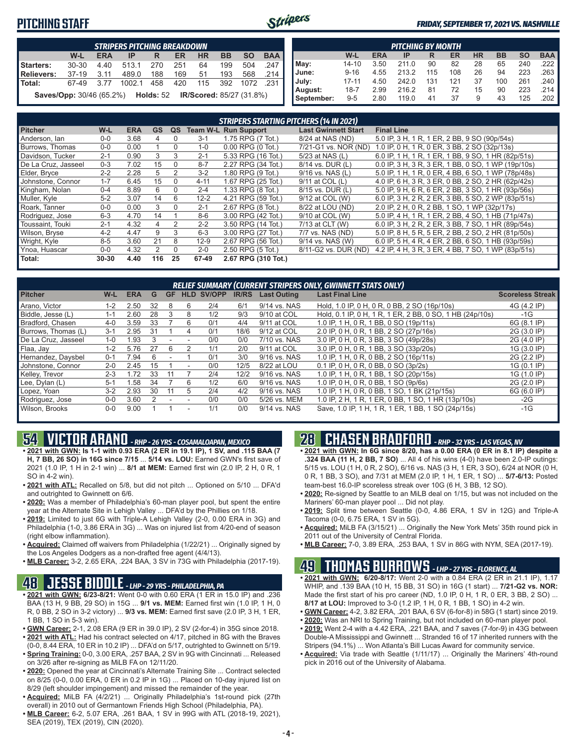# PITCHING STAFF

*FRIDAY, SEPTEMBER 17, 2021 VS. NASHVILLE*

| STRIPERS PITCHING BREAKDOWN | | | | | | | | | |
|---|---|---|---|---|---|---|---|---|---|
| | W-L | ERA | IP | R | ER | HR | BB | SO | BAA |
| Starters: | 30-30 | 4.40 | 513.1 | 270 | 251 | 64 | 199 | 504 | .247 |
| Relievers: | 37-19 | 3.11 | 489.0 | 188 | 169 | 51 | 193 | 568 | .214 |
| Total: | 67-49 | 3.77 | 1002.1 | 458 | 420 | 115 | 392 | 1072 | .231 |

**Saves/Opp:** 30/46 (65.2%) **Holds:** 52 **IR/Scored:** 85/27 (31.8%)

| PITCHING BY MONTH | | | | | | | | | |
|---|---|---|---|---|---|---|---|---|---|
| | W-L | ERA | IP | R | ER | HR | BB | SO | BAA |
| May: | 14-10 | 3.50 | 211.0 | 90 | 82 | 28 | 65 | 240 | .222 |
| June: | 9-16 | 4.55 | 213.2 | 115 | 108 | 26 | 94 | 223 | .263 |
| July: | 17-11 | 4.50 | 242.0 | 131 | 121 | 37 | 100 | 261 | .240 |
| August: | 18-7 | 2.99 | 216.2 | 81 | 72 | 15 | 90 | 223 | .214 |
| September: | 9-5 | 2.80 | 119.0 | 41 | 37 | 9 | 43 | 125 | .202 |

## STRIPERS STARTING PITCHERS (14 IN 2021)

| Pitcher | W-L | ERA | GS | QS | Team W-L | Run Support | Last Gwinnett Start | Final Line |
|---|---|---|---|---|---|---|---|---|
| Anderson, Ian | 0-0 | 3.68 | 4 | 0 | 3-1 | 1.75 RPG (7 Tot.) | 8/24 at NAS (ND) | 5.0 IP, 3 H, 1 R, 1 ER, 2 BB, 9 SO (90p/54s) |
| Burrows, Thomas | 0-0 | 0.00 | 1 | 0 | 1-0 | 0.00 RPG (0 Tot.) | 7/21-G1 vs. NOR (ND) | 1.0 IP, 0 H, 1 R, 0 ER, 3 BB, 2 SO (32p/13s) |
| Davidson, Tucker | 2-1 | 0.90 | 3 | 3 | 2-1 | 5.33 RPG (16 Tot.) | 5/23 at NAS (L) | 6.0 IP, 1 H, 1 R, 1 ER, 1 BB, 9 SO, 1 HR (82p/51s) |
| De La Cruz, Jasseel | 0-3 | 7.02 | 15 | 0 | 8-7 | 2.27 RPG (34 Tot.) | 8/14 vs. DUR (L) | 0.0 IP, 3 H, 3 R, 3 ER, 1 BB, 0 SO, 1 WP (19p/10s) |
| Elder, Bryce | 2-2 | 2.28 | 5 | 2 | 3-2 | 1.80 RPG (9 Tot.) | 9/16 vs. NAS (L) | 5.0 IP, 1 H, 1 R, 0 ER, 4 BB, 6 SO, 1 WP (78p/48s) |
| Johnstone, Connor | 1-7 | 6.45 | 15 | 0 | 4-11 | 1.67 RPG (25 Tot.) | 9/11 at COL (L) | 4.0 IP, 6 H, 3 R, 3 ER, 0 BB, 2 SO, 2 HR (62p/42s) |
| Kingham, Nolan | 0-4 | 8.89 | 6 | 0 | 2-4 | 1.33 RPG (8 Tot.) | 8/15 vs. DUR (L) | 5.0 IP, 9 H, 6 R, 6 ER, 2 BB, 3 SO, 1 HR (93p/56s) |
| Muller, Kyle | 5-2 | 3.07 | 14 | 6 | 12-2 | 4.21 RPG (59 Tot.) | 9/12 at COL (W) | 6.0 IP, 3 H, 2 R, 2 ER, 3 BB, 5 SO, 2 WP (83p/51s) |
| Roark, Tanner | 0-0 | 0.00 | 3 | 0 | 2-1 | 2.67 RPG (8 Tot.) | 8/22 at LOU (ND) | 2.0 IP, 2 H, 0 R, 2 BB, 1 SO, 1 WP (32p/17s) |
| Rodriguez, Jose | 6-3 | 4.70 | 14 | 1 | 8-6 | 3.00 RPG (42 Tot.) | 9/10 at COL (W) | 5.0 IP, 4 H, 1 R, 1 ER, 2 BB, 4 SO, 1 HB (71p/47s) |
| Toussaint, Touki | 2-1 | 4.32 | 4 | 2 | 2-2 | 3.50 RPG (14 Tot.) | 7/13 at CLT (W) | 6.0 IP, 3 H, 2 R, 2 ER, 3 BB, 7 SO, 1 HR (89p/54s) |
| Wilson, Bryse | 4-2 | 4.47 | 9 | 3 | 6-3 | 3.00 RPG (27 Tot.) | 7/7 vs. NAS (ND) | 5.0 IP, 8 H, 5 R, 5 ER, 2 BB, 2 SO, 2 HR (81p/50s) |
| Wright, Kyle | 8-5 | 3.60 | 21 | 8 | 12-9 | 2.67 RPG (56 Tot.) | 9/14 vs. NAS (W) | 6.0 IP, 5 H, 4 R, 4 ER, 2 BB, 6 SO, 1 HB (93p/59s) |
| Ynoa, Huascar | 0-0 | 4.32 | 2 | 0 | 2-0 | 2.50 RPG (5 Tot.) | 8/11-G2 vs. DUR (ND) | 4.2 IP, 4 H, 3 R, 3 ER, 4 BB, 7 SO, 1 WP (83p/51s) |
| **Total:** | **30-30** | **4.40** | **116** | **25** | **67-49** | **2.67 RPG (310 Tot.)** | | |

## RELIEF SUMMARY (CURRENT STRIPERS ONLY, GWINNETT STATS ONLY)

| Pitcher | W-L | ERA | G | GF | HLD | SV/OPP | IR/RS | Last Outing | Last Final Line | Scoreless Streak |
|---|---|---|---|---|---|---|---|---|---|---|
| Arano, Victor | 1-2 | 2.50 | 32 | 8 | 6 | 2/4 | 6/1 | 9/14 vs. NAS | Hold, 1.0 IP, 0 H, 0 R, 0 BB, 2 SO (16p/10s) | 4G (4.2 IP) |
| Biddle, Jesse (L) | 1-1 | 2.60 | 28 | 3 | 8 | 1/2 | 9/3 | 9/10 at COL | Hold, 0.1 IP, 0 H, 1 R, 1 ER, 2 BB, 0 SO, 1 HB (24p/10s) | -1G |
| Bradford, Chasen | 4-0 | 3.59 | 33 | 7 | 6 | 0/1 | 4/4 | 9/11 at COL | 1.0 IP, 1 H, 0 R, 1 BB, 0 SO (19p/11s) | 6G (8.1 IP) |
| Burrows, Thomas (L) | 3-1 | 2.95 | 31 | 1 | 4 | 0/1 | 18/6 | 9/12 at COL | 2.0 IP, 0 H, 0 R, 1 BB, 2 SO (27p/16s) | 2G (3.0 IP) |
| De La Cruz, Jasseel | 1-0 | 1.93 | 3 | - | - | 0/0 | 0/0 | 7/10 vs. NAS | 3.0 IP, 0 H, 0 R, 3 BB, 3 SO (49p/28s) | 2G (4.0 IP) |
| Flaa, Jay | 1-2 | 5.76 | 27 | 6 | 2 | 1/1 | 2/0 | 9/11 at COL | 3.0 IP, 0 H, 0 R, 1 BB, 3 SO (33p/20s) | 1G (3.0 IP) |
| Hernandez, Daysbel | 0-1 | 7.94 | 6 | - | 1 | 0/1 | 3/0 | 9/16 vs. NAS | 1.0 IP, 1 H, 0 R, 0 BB, 2 SO (16p/11s) | 2G (2.2 IP) |
| Johnstone, Connor | 2-0 | 2.45 | 15 | 1 | - | 0/0 | 12/5 | 8/22 at LOU | 0.1 IP, 0 H, 0 R, 0 BB, 0 SO (3p/2s) | 1G (0.1 IP) |
| Kelley, Trevor | 2-3 | 1.72 | 33 | 11 | 7 | 2/4 | 12/2 | 9/16 vs. NAS | 1.0 IP, 1 H, 0 R, 1 BB, 1 SO (20p/15s) | 1G (1.0 IP) |
| Lee, Dylan (L) | 5-1 | 1.58 | 34 | 7 | 6 | 1/2 | 6/0 | 9/16 vs. NAS | 1.0 IP, 0 H, 0 R, 0 BB, 1 SO (9p/6s) | 2G (2.0 IP) |
| Lopez, Yoan | 3-2 | 2.93 | 30 | 11 | 5 | 2/4 | 4/2 | 9/16 vs. NAS | 1.0 IP, 1 H, 0 R, 0 BB, 1 SO, 1 BK (21p/15s) | 6G (6.0 IP) |
| Rodriguez, Jose | 0-0 | 3.60 | 2 | - | - | 0/0 | 0/0 | 5/26 vs. MEM | 1.0 IP, 2 H, 1 R, 1 ER, 0 BB, 1 SO, 1 HR (13p/10s) | -2G |
| Wilson, Brooks | 0-0 | 9.00 | 1 | 1 | - | 1/1 | 0/0 | 9/14 vs. NAS | Save, 1.0 IP, 1 H, 1 R, 1 ER, 1 BB, 1 SO (24p/15s) | -1G |

## 54 VICTOR ARANO - RHP - 26 YRS - COSAMALOAPAN, MEXICO

- **2021 with GWN: Is 1-1 with 0.93 ERA (2 ER in 19.1 IP), 1 SV, and .115 BAA (7 H, 7 BB, 26 SO) in 16G since 7/15** ... **5/14 vs. LOU:** Earned GWN's first save of 2021 (1.0 IP, 1 H in 2-1 win) ... **8/1 at MEM:** Earned first win (2.0 IP, 2 H, 0 R, 1 SO in 4-2 win).
- **2021 with ATL:** Recalled on 5/8, but did not pitch ... Optioned on 5/10 ... DFA'd and outrighted to Gwinnett on 6/6.
- **2020:** Was a member of Philadelphia's 60-man player pool, but spent the entire year at the Alternate Site in Lehigh Valley ... DFA'd by the Phillies on 1/18.
- **2019:** Limited to just 6G with Triple-A Lehigh Valley (2-0, 0.00 ERA in 3G) and Philadelphia (1-0, 3.86 ERA in 3G) ... Was on injured list from 4/20-end of season (right elbow inflammation).
- **Acquired:** Claimed off waivers from Philadelphia (1/22/21) ... Originally signed by the Los Angeles Dodgers as a non-drafted free agent (4/4/13).
- **MLB Career:** 3-2, 2.65 ERA, .224 BAA, 3 SV in 73G with Philadelphia (2017-19).

## 48 JESSE BIDDLE - LHP - 29 YRS - PHILADELPHIA, PA

- **2021 with GWN: 6/23-8/21:** Went 0-0 with a 0.60 ERA (1 ER in 15.0 IP) and .236 BAA (13 H, 9 BB, 29 SO) in 15G ... **9/1 vs. MEM:** Earned first win (1.0 IP, 1 H, 0 R, 0 BB, 2 SO in 3-2 victory) ... **9/3 vs. MEM:** Earned first save (2.0 IP, 3 H, 1 ER, 1 BB, 1 SO in 5-3 win).
- **GWN Career:** 2-1, 2.08 ERA (9 ER in 39.0 IP), 2 SV (2-for-4) in 35G since 2018.
- **2021 with ATL:** Had his contract selected on 4/17, pitched in 8G with the Braves (0-0, 8.44 ERA, 10 ER in 10.2 IP) ... DFA'd on 5/17, outrighted to Gwinnett on 5/19.
- **Spring Training:** 0-0, 3.00 ERA, .257 BAA, 2 SV in 9G with Cincinnati ... Released on 3/26 after re-signing as MiLB FA on 12/11/20.
- **2020:** Opened the year at Cincinnati's Alternate Training Site ... Contract selected on 8/25 (0-0, 0.00 ERA, 0 ER in 0.2 IP in 1G) ... Placed on 10-day injured list on 8/29 (left shoulder impingement) and missed the remainder of the year.
- **Acquired:** MiLB FA (4/2/21) ... Originally Philadelphia's 1st-round pick (27th overall) in 2010 out of Germantown Friends High School (Philadelphia, PA).
- **MLB Career:** 6-2, 5.07 ERA, .261 BAA, 1 SV in 99G with ATL (2018-19, 2021), SEA (2019), TEX (2019), CIN (2020).

## 28 CHASEN BRADFORD - RHP - 32 YRS - LAS VEGAS, NV

- **2021 with GWN: In 6G since 8/20, has a 0.00 ERA (0 ER in 8.1 IP) despite a .324 BAA (11 H, 2 BB, 7 SO)** ... All 4 of his wins (4-0) have been 2.0-IP outings: 5/15 vs. LOU (1 H, 0 R, 2 SO), 6/16 vs. NAS (3 H, 1 ER, 3 SO), 6/24 at NOR (0 H, 0 R, 1 BB, 3 SO), and 7/31 at MEM (2.0 IP, 1 H, 1 ER, 1 SO) ... **5/7-6/13:** Posted team-best 16.0-IP scoreless streak over 10G (6 H, 3 BB, 12 SO).
- **2020:** Re-signed by Seattle to an MiLB deal on 1/15, but was not included on the Mariners' 60-man player pool ... Did not play.
- **2019:** Split time between Seattle (0-0, 4.86 ERA, 1 SV in 12G) and Triple-A Tacoma (0-0, 6.75 ERA, 1 SV in 5G).
- **Acquired:** MiLB FA (3/15/21) ... Originally the New York Mets' 35th round pick in 2011 out of the University of Central Florida.
- **MLB Career:** 7-0, 3.89 ERA, .253 BAA, 1 SV in 86G with NYM, SEA (2017-19).

## 49 THOMAS BURROWS - LHP - 27 YRS - FLORENCE, AL

- **2021 with GWN: 6/20-8/17:** Went 2-0 with a 0.84 ERA (2 ER in 21.1 IP), 1.17 WHIP, and .139 BAA (10 H, 15 BB, 31 SO) in 16G (1 start) ... **7/21-G2 vs. NOR:** Made the first start of his pro career (ND, 1.0 IP, 0 H, 1 R, 0 ER, 3 BB, 2 SO) ... **8/17 at LOU:** Improved to 3-0 (1.2 IP, 1 H, 0 R, 1 BB, 1 SO) in 4-2 win.
- **GWN Career:** 4-2, 3.82 ERA, .201 BAA, 6 SV (6-for-8) in 58G (1 start) since 2019.
- **2020:** Was an NRI to Spring Training, but not included on 60-man player pool.
- **2019:** Went 2-4 with a 4.42 ERA, .221 BAA, and 7 saves (7-for-9) in 43G between Double-A Mississippi and Gwinnett ... Stranded 16 of 17 inherited runners with the Stripers (94.1%) ... Won Atlanta's Bill Lucas Award for community service.
- **Acquired:** Via trade with Seattle (1/11/17) ... Originally the Mariners' 4th-round pick in 2016 out of the University of Alabama.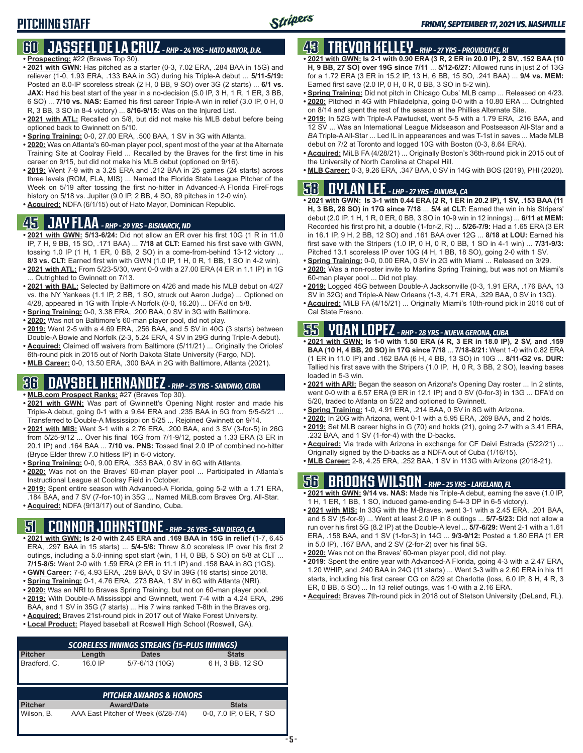# PITCHING STAFF

## 60 JASSEEL DE LA CRUZ - RHP - 24 YRS - HATO MAYOR, D.R.

- **Prospecting:** #22 (Braves Top 30).
- **2021 with GWN:** Has pitched as a starter (0-3, 7.02 ERA, .284 BAA in 15G) and reliever (1-0, 1.93 ERA, .133 BAA in 3G) during his Triple-A debut ... **5/11-5/19:** Posted an 8.0-IP scoreless streak (2 H, 0 BB, 9 SO) over 3G (2 starts) ... **6/1 vs. JAX:** Had his best start of the year in a no-decision (5.0 IP, 3 H, 1 R, 1 ER, 3 BB, 6 SO) ... **7/10 vs. NAS:** Earned his first career Triple-A win in relief (3.0 IP, 0 H, 0 R, 3 BB, 3 SO in 8-4 victory) ... **8/16-9/15:** Was on the Injured List.
- **2021 with ATL:** Recalled on 5/8, but did not make his MLB debut before being optioned back to Gwinnett on 5/10.
- **Spring Training:** 0-0, 27.00 ERA, .500 BAA, 1 SV in 3G with Atlanta.
- **2020:** Was on Atlanta's 60-man player pool, spent most of the year at the Alternate Training Site at Coolray Field ... Recalled by the Braves for the first time in his career on 9/15, but did not make his MLB debut (optioned on 9/16).
- **2019:** Went 7-9 with a 3.25 ERA and .212 BAA in 25 games (24 starts) across three levels (ROM, FLA, MIS) ... Named the Florida State League Pitcher of the Week on 5/19 after tossing the first no-hitter in Advanced-A Florida FireFrogs history on 5/18 vs. Jupiter (9.0 IP, 2 BB, 4 SO, 89 pitches in 12-0 win).
- **Acquired:** NDFA (6/1/15) out of Hato Mayor, Dominican Republic.

## 45 JAY FLAA - RHP - 29 YRS - BISMARCK, ND

- **2021 with GWN:** **5/13-6/24:** Did not allow an ER over his first 10G (1 R in 11.0 IP, 7 H, 9 BB, 15 SO, .171 BAA) ... **7/18 at CLT:** Earned his first save with GWN, tossing 1.0 IP (1 H, 1 ER, 0 BB, 2 SO) in a come-from-behind 13-12 victory ... **8/3 vs. CLT:** Earned first win with GWN (1.0 IP, 1 H, 0 R, 1 BB, 1 SO in 4-2 win).
- **2021 with ATL:** From 5/23-5/30, went 0-0 with a 27.00 ERA (4 ER in 1.1 IP) in 1G ... Outrighted to Gwinnett on 7/13.
- **2021 with BAL:** Selected by Baltimore on 4/26 and made his MLB debut on 4/27 vs. the NY Yankees (1.1 IP, 2 BB, 1 SO, struck out Aaron Judge) ... Optioned on 4/28, appeared in 1G with Triple-A Norfolk (0-0, 16.20) ... DFA'd on 5/8.
- **Spring Training:** 0-0, 3.38 ERA, .200 BAA, 0 SV in 3G with Baltimore.
- **2020:** Was not on Baltimore's 60-man player pool, did not play.
- **2019:** Went 2-5 with a 4.69 ERA, .256 BAA, and 5 SV in 40G (3 starts) between Double-A Bowie and Norfolk (2-3, 5.24 ERA, 4 SV in 29G during Triple-A debut).
- **Acquired:** Claimed off waivers from Baltimore (5/11/21) ... Originally the Orioles' 6th-round pick in 2015 out of North Dakota State University (Fargo, ND).
- **MLB Career:** 0-0, 13.50 ERA, .300 BAA in 2G with Baltimore, Atlanta (2021).

## 36 DAYSBEL HERNANDEZ - RHP - 25 YRS - SANDINO, CUBA

- **MLB.com Prospect Ranks:** #27 (Braves Top 30).
- **2021 with GWN:** Was part of Gwinnett's Opening Night roster and made his Triple-A debut, going 0-1 with a 9.64 ERA and .235 BAA in 5G from 5/5-5/21 ... Transferred to Double-A Mississippi on 5/25 ... Rejoined Gwinnett on 9/14.
- **2021 with MIS:** Went 3-1 with a 2.76 ERA, .200 BAA, and 3 SV (3-for-5) in 26G from 5/25-9/12 ... Over his final 16G from 7/1-9/12, posted a 1.33 ERA (3 ER in 20.1 IP) and .164 BAA ... **7/10 vs. PNS:** Tossed final 2.0 IP of combined no-hitter (Bryce Elder threw 7.0 hitless IP) in 6-0 victory.
- **Spring Training:** 0-0, 9.00 ERA, .353 BAA, 0 SV in 6G with Atlanta.
- **2020:** Was not on the Braves' 60-man player pool ... Participated in Atlanta's Instructional League at Coolray Field in October.
- **2019:** Spent entire season with Advanced-A Florida, going 5-2 with a 1.71 ERA, .184 BAA, and 7 SV (7-for-10) in 35G ... Named MiLB.com Braves Org. All-Star.
- **Acquired:** NDFA (9/13/17) out of Sandino, Cuba.

## 51 CONNOR JOHNSTONE - RHP - 26 YRS - SAN DIEGO, CA

- **2021 with GWN:** **Is 2-0 with 2.45 ERA and .169 BAA in 15G in relief** (1-7, 6.45 ERA, .297 BAA in 15 starts) ... **5/4-5/8:** Threw 8.0 scoreless IP over his first 2 outings, including a 5.0-inning spot start (win, 1 H, 0 BB, 5 SO) on 5/8 at CLT ... **7/15-8/5:** Went 2-0 with 1.59 ERA (2 ER in 11.1 IP) and .158 BAA in 8G (1GS).
- **GWN Career:** 7-6, 4.93 ERA, .259 BAA, 0 SV in 39G (16 starts) since 2018.
- **Spring Training:** 0-1, 4.76 ERA, .273 BAA, 1 SV in 6G with Atlanta (NRI).
- **2020:** Was an NRI to Braves Spring Training, but not on 60-man player pool.
- **2019:** With Double-A Mississippi and Gwinnett, went 7-4 with a 4.24 ERA, .296 BAA, and 1 SV in 35G (7 starts) ... His 7 wins ranked T-8th in the Braves org.
- **Acquired:** Braves 21st-round pick in 2017 out of Wake Forest University.
- **Local Product:** Played baseball at Roswell High School (Roswell, GA).

| SCORELESS INNINGS STREAKS (15-PLUS INNINGS) | | | |
|---|---|---|---|
| Pitcher | Length | Dates | Stats |
| Bradford, C. | 16.0 IP | 5/7-6/13 (10G) | 6 H, 3 BB, 12 SO |

| PITCHER AWARDS & HONORS | | |
|---|---|---|
| Pitcher | Award/Date | Stats |
| Wilson, B. | AAA East Pitcher of Week (6/28-7/4) | 0-0, 7.0 IP, 0 ER, 7 SO |

## 43 TREVOR KELLEY - RHP - 27 YRS - PROVIDENCE, RI

- **2021 with GWN:** **Is 2-1 with 0.90 ERA (3 R, 2 ER in 20.0 IP), 2 SV, .152 BAA (10 H, 9 BB, 27 SO) over 19G since 7/11** ... **5/12-6/27:** Allowed runs in just 2 of 13G for a 1.72 ERA (3 ER in 15.2 IP, 13 H, 6 BB, 15 SO, .241 BAA) ... **9/4 vs. MEM:** Earned first save (2.0 IP, 0 H, 0 R, 0 BB, 3 SO in 5-2 win).
- **Spring Training:** Did not pitch in Chicago Cubs' MLB camp ... Released on 4/23.
- **2020:** Pitched in 4G with Philadelphia, going 0-0 with a 10.80 ERA ... Outrighted on 8/14 and spent the rest of the season at the Phillies Alternate Site.
- **2019:** In 52G with Triple-A Pawtucket, went 5-5 with a 1.79 ERA, .216 BAA, and 12 SV ... Was an International League Midseason and Postseason All-Star and a *BA* Triple-A All-Star ... Led IL in appearances and was T-1st in saves ... Made MLB debut on 7/2 at Toronto and logged 10G with Boston (0-3, 8.64 ERA).
- **Acquired:** MiLB FA (4/28/21) ... Originally Boston's 36th-round pick in 2015 out of the University of North Carolina at Chapel Hill.
- **MLB Career:** 0-3, 9.26 ERA, .347 BAA, 0 SV in 14G with BOS (2019), PHI (2020).

## 58 DYLAN LEE - LHP - 27 YRS - DINUBA, CA

- **2021 with GWN:** **Is 3-1 with 0.44 ERA (2 R, 1 ER in 20.2 IP), 1 SV, .153 BAA (11 H, 3 BB, 28 SO) in 17G since 7/18** ... **5/4 at CLT:** Earned the win in his Stripers' debut (2.0 IP, 1 H, 1 R, 0 ER, 0 BB, 3 SO in 10-9 win in 12 innings) ... **6/11 at MEM:** Recorded his first pro hit, a double (1-for-2, R) ... **5/26-7/9:** Had a 1.65 ERA (3 ER in 16.1 IP, 9 H, 2 BB, 12 SO) and .161 BAA over 12G ... **8/18 at LOU:** Earned his first save with the Stripers (1.0 IP, 0 H, 0 R, 0 BB, 1 SO in 4-1 win) ... **7/31-9/3:** Pitched 13.1 scoreless IP over 10G (4 H, 1 BB, 18 SO), going 2-0 with 1 SV.
- **Spring Training:** 0-0, 0.00 ERA, 0 SV in 2G with Miami ... Released on 3/29.
- **2020:** Was a non-roster invite to Marlins Spring Training, but was not on Miami's 60-man player pool ... Did not play.
- **2019:** Logged 45G between Double-A Jacksonville (0-3, 1.91 ERA, .176 BAA, 13 SV in 32G) and Triple-A New Orleans (1-3, 4.71 ERA, .329 BAA, 0 SV in 13G).
- **Acquired:** MiLB FA (4/15/21) ... Originally Miami's 10th-round pick in 2016 out of Cal State Fresno.

## 55 YOAN LOPEZ - RHP - 28 YRS - NUEVA GERONA, CUBA

- **2021 with GWN:** **Is 1-0 with 1.50 ERA (4 R, 3 ER in 18.0 IP), 2 SV, and .159 BAA (10 H, 4 BB, 20 SO) in 17G since 7/18** ... **7/18-8/21:** Went 1-0 with 0.82 ERA (1 ER in 11.0 IP) and .162 BAA (6 H, 4 BB, 13 SO) in 10G ... **8/11-G2 vs. DUR:** Tallied his first save with the Stripers (1.0 IP, H, 0 R, 3 BB, 2 SO), leaving bases loaded in 5-3 win.
- **2021 with ARI:** Began the season on Arizona's Opening Day roster ... In 2 stints, went 0-0 with a 6.57 ERA (9 ER in 12.1 IP) and 0 SV (0-for-3) in 13G ... DFA'd on 5/20, traded to Atlanta on 5/22 and optioned to Gwinnett.
- **Spring Training:** 1-0, 4.91 ERA, .214 BAA, 0 SV in 8G with Arizona.
- **2020:** In 20G with Arizona, went 0-1 with a 5.95 ERA, .269 BAA, and 2 holds.
- **2019:** Set MLB career highs in G (70) and holds (21), going 2-7 with a 3.41 ERA, .232 BAA, and 1 SV (1-for-4) with the D-backs.
- **Acquired:** Via trade with Arizona in exchange for CF Deivi Estrada (5/22/21) ... Originally signed by the D-backs as a NDFA out of Cuba (1/16/15).
- **MLB Career:** 2-8, 4.25 ERA, .252 BAA, 1 SV in 113G with Arizona (2018-21).

## 56 BROOKS WILSON - RHP - 25 YRS - LAKELAND, FL

- **2021 with GWN:** **9/14 vs. NAS:** Made his Triple-A debut, earning the save (1.0 IP, 1 H, 1 ER, 1 BB, 1 SO, induced game-ending 5-4-3 DP in 6-5 victory).
- **2021 with MIS:** In 33G with the M-Braves, went 3-1 with a 2.45 ERA, .201 BAA, and 5 SV (5-for-9) ... Went at least 2.0 IP in 8 outings ... **5/7-5/23:** Did not allow a run over his first 5G (8.2 IP) at the Double-A level ... **5/7-6/29:** Went 2-1 with a 1.61 ERA, .158 BAA, and 1 SV (1-for-3) in 14G ... **9/3-9/12:** Posted a 1.80 ERA (1 ER in 5.0 IP), .167 BAA, and 2 SV (2-for-2) over his final 5G.
- **2020:** Was not on the Braves' 60-man player pool, did not play.
- **2019:** Spent the entire year with Advanced-A Florida, going 4-3 with a 2.47 ERA, 1.20 WHIP, and .240 BAA in 24G (11 starts) ... Went 3-3 with a 2.60 ERA in his 11 starts, including his first career CG on 8/29 at Charlotte (loss, 6.0 IP, 8 H, 4 R, 3 ER, 0 BB, 5 SO) ... In 13 relief outings, was 1-0 with a 2.16 ERA.
- **Acquired:** Braves 7th-round pick in 2018 out of Stetson University (DeLand, FL).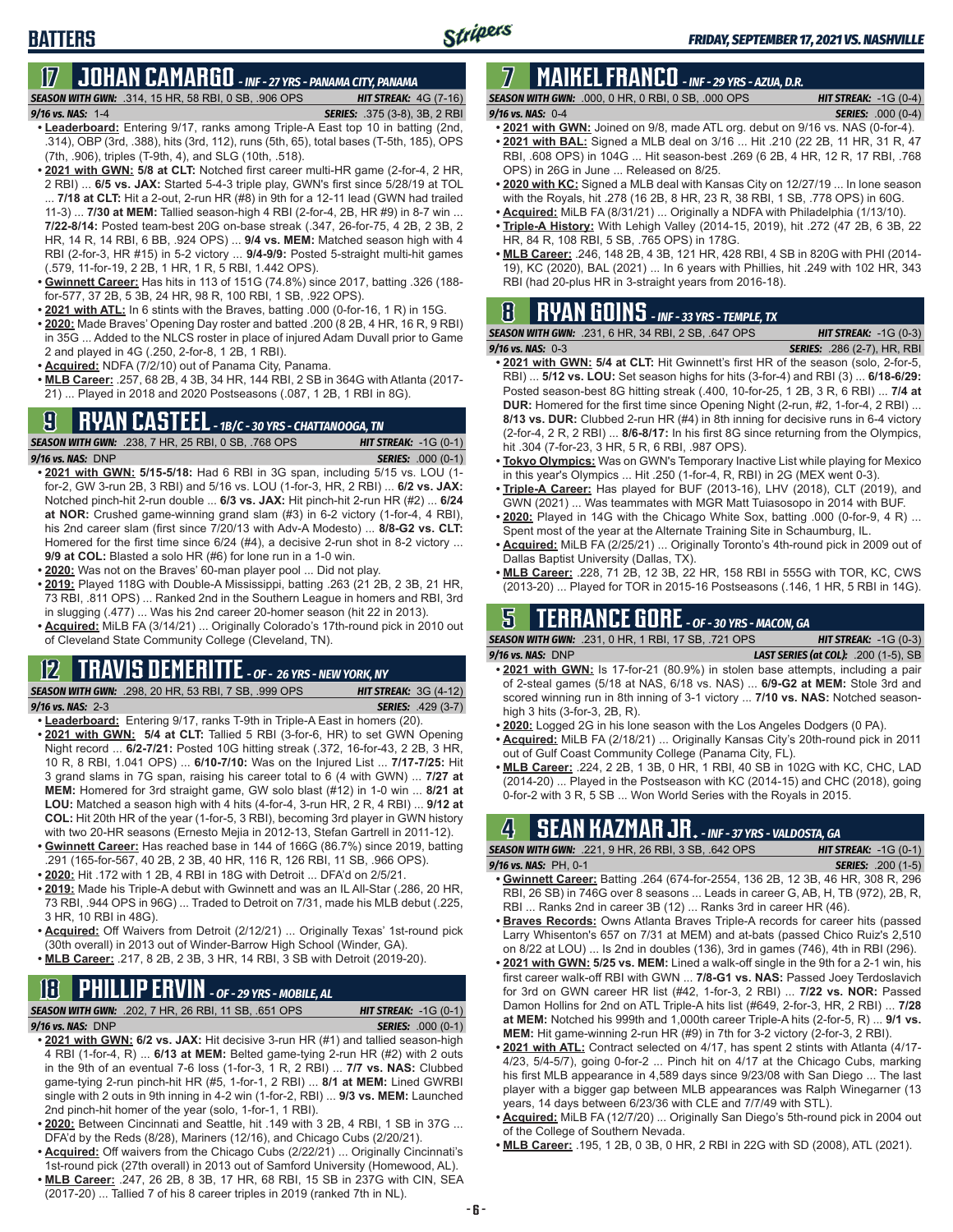# BATTERS

*FRIDAY, SEPTEMBER 17, 2021 VS. NASHVILLE*

## 17 JOHAN CAMARGO - *INF - 27 YRS - PANAMA CITY, PANAMA*

**SEASON WITH GWN:** .314, 15 HR, 58 RBI, 0 SB, .906 OPS **HIT STREAK:** 4G (7-16)
**9/16 vs. NAS:** 1-4 **SERIES:** .375 (3-8), 3B, 2 RBI

- **Leaderboard:** Entering 9/17, ranks among Triple-A East top 10 in batting (2nd, .314), OBP (3rd, .388), hits (3rd, 112), runs (5th, 65), total bases (T-5th, 185), OPS (7th, .906), triples (T-9th, 4), and SLG (10th, .518).
- **2021 with GWN: 5/8 at CLT:** Notched first career multi-HR game (2-for-4, 2 HR, 2 RBI) ... **6/5 vs. JAX:** Started 5-4-3 triple play, GWN's first since 5/28/19 at TOL ... **7/18 at CLT:** Hit a 2-out, 2-run HR (#8) in 9th for a 12-11 lead (GWN had trailed 11-3) ... **7/30 at MEM:** Tallied season-high 4 RBI (2-for-4, 2B, HR #9) in 8-7 win ... **7/22-8/14:** Posted team-best 20G on-base streak (.347, 26-for-75, 4 2B, 2 3B, 2 HR, 14 R, 14 RBI, 6 BB, .924 OPS) ... **9/4 vs. MEM:** Matched season high with 4 RBI (2-for-3, HR #15) in 5-2 victory ... **9/4-9/9:** Posted 5-straight multi-hit games (.579, 11-for-19, 2 2B, 1 HR, 1 R, 5 RBI, 1.442 OPS).
- **Gwinnett Career:** Has hits in 113 of 151G (74.8%) since 2017, batting .326 (188-for-577, 37 2B, 5 3B, 24 HR, 98 R, 100 RBI, 1 SB, .922 OPS).
- **2021 with ATL:** In 6 stints with the Braves, batting .000 (0-for-16, 1 R) in 15G.
- **2020:** Made Braves' Opening Day roster and batted .200 (8 2B, 4 HR, 16 R, 9 RBI) in 35G ... Added to the NLCS roster in place of injured Adam Duvall prior to Game 2 and played in 4G (.250, 2-for-8, 1 2B, 1 RBI).
- **Acquired:** NDFA (7/2/10) out of Panama City, Panama.
- **MLB Career:** .257, 68 2B, 4 3B, 34 HR, 144 RBI, 2 SB in 364G with Atlanta (2017-21) ... Played in 2018 and 2020 Postseasons (.087, 1 2B, 1 RBI in 8G).

## 9 RYAN CASTEEL - *1B/C - 30 YRS - CHATTANOOGA, TN*

**SEASON WITH GWN:** .238, 7 HR, 25 RBI, 0 SB, .768 OPS **HIT STREAK:** -1G (0-1)
**9/16 vs. NAS:** DNP **SERIES:** .000 (0-1)

- **2021 with GWN: 5/15-5/18:** Had 6 RBI in 3G span, including 5/15 vs. LOU (1-for-2, GW 3-run 2B, 3 RBI) and 5/16 vs. LOU (1-for-3, HR, 2 RBI) ... **6/2 vs. JAX:** Notched pinch-hit 2-run double ... **6/3 vs. JAX:** Hit pinch-hit 2-run HR (#2) ... **6/24 at NOR:** Crushed game-winning grand slam (#3) in 6-2 victory (1-for-4, 4 RBI), his 2nd career slam (first since 7/20/13 with Adv-A Modesto) ... **8/8-G2 vs. CLT:** Homered for the first time since 6/24 (#4), a decisive 2-run shot in 8-2 victory ... **9/9 at COL:** Blasted a solo HR (#6) for lone run in a 1-0 win.
- **2020:** Was not on the Braves' 60-man player pool ... Did not play.
- **2019:** Played 118G with Double-A Mississippi, batting .263 (21 2B, 2 3B, 21 HR, 73 RBI, .811 OPS) ... Ranked 2nd in the Southern League in homers and RBI, 3rd in slugging (.477) ... Was his 2nd career 20-homer season (hit 22 in 2013).
- **Acquired:** MiLB FA (3/14/21) ... Originally Colorado's 17th-round pick in 2010 out of Cleveland State Community College (Cleveland, TN).

## 12 TRAVIS DEMERITTE - *OF - 26 YRS - NEW YORK, NY*

**SEASON WITH GWN:** .298, 20 HR, 53 RBI, 7 SB, .999 OPS **HIT STREAK:** 3G (4-12)
**9/16 vs. NAS:** 2-3 **SERIES:** .429 (3-7)

- **Leaderboard:** Entering 9/17, ranks T-9th in Triple-A East in homers (20).
- **2021 with GWN: 5/4 at CLT:** Tallied 5 RBI (3-for-6, HR) to set GWN Opening Night record ... **6/2-7/21:** Posted 10G hitting streak (.372, 16-for-43, 2 2B, 3 HR, 10 R, 8 RBI, 1.041 OPS) ... **6/10-7/10:** Was on the Injured List ... **7/17-7/25:** Hit 3 grand slams in 7G span, raising his career total to 6 (4 with GWN) ... **7/27 at MEM:** Homered for 3rd straight game, GW solo blast (#12) in 1-0 win ... **8/21 at LOU:** Matched a season high with 4 hits (4-for-4, 3-run HR, 2 R, 4 RBI) ... **9/12 at COL:** Hit 20th HR of the year (1-for-5, 3 RBI), becoming 3rd player in GWN history with two 20-HR seasons (Ernesto Mejia in 2012-13, Stefan Gartrell in 2011-12).
- **Gwinnett Career:** Has reached base in 144 of 166G (86.7%) since 2019, batting .291 (165-for-567, 40 2B, 2 3B, 40 HR, 116 R, 126 RBI, 11 SB, .966 OPS).
- **2020:** Hit .172 with 1 2B, 4 RBI in 18G with Detroit ... DFA'd on 2/5/21.
- **2019:** Made his Triple-A debut with Gwinnett and was an IL All-Star (.286, 20 HR, 73 RBI, .944 OPS in 96G) ... Traded to Detroit on 7/31, made his MLB debut (.225, 3 HR, 10 RBI in 48G).
- **Acquired:** Off Waivers from Detroit (2/12/21) ... Originally Texas' 1st-round pick (30th overall) in 2013 out of Winder-Barrow High School (Winder, GA).
- **MLB Career:** .217, 8 2B, 2 3B, 3 HR, 14 RBI, 3 SB with Detroit (2019-20).

## 18 PHILLIP ERVIN - *OF - 29 YRS - MOBILE, AL*

**SEASON WITH GWN:** .202, 7 HR, 26 RBI, 11 SB, .651 OPS **HIT STREAK:** -1G (0-1)
**9/16 vs. NAS:** DNP **SERIES:** .000 (0-1)

- **2021 with GWN: 6/2 vs. JAX:** Hit decisive 3-run HR (#1) and tallied season-high 4 RBI (1-for-4, R) ... **6/13 at MEM:** Belted game-tying 2-run HR (#2) with 2 outs in the 9th for an eventual 7-6 loss (1-for-3, 1 R, 2 RBI) ... **7/7 vs. NAS:** Clubbed game-tying 2-run pinch-hit HR (#5, 1-for-1, 2 RBI) ... **8/1 at MEM:** Lined GWRBI single with 2 outs in 9th inning in 4-2 win (1-for-2, RBI) ... **9/3 vs. MEM:** Launched 2nd pinch-hit homer of the year (solo, 1-for-1, 1 RBI).
- **2020:** Between Cincinnati and Seattle, hit .149 with 3 2B, 4 RBI, 1 SB in 37G ... DFA'd by the Reds (8/28), Mariners (12/16), and Chicago Cubs (2/20/21).
- **Acquired:** Off waivers from the Chicago Cubs (2/22/21) ... Originally Cincinnati's 1st-round pick (27th overall) in 2013 out of Samford University (Homewood, AL).
- **MLB Career:** .247, 26 2B, 8 3B, 17 HR, 68 RBI, 15 SB in 237G with CIN, SEA (2017-20) ... Tallied 7 of his 8 career triples in 2019 (ranked 7th in NL).

## 7 MAIKEL FRANCO - *INF - 29 YRS - AZUA, D.R.*

**SEASON WITH GWN:** .000, 0 HR, 0 RBI, 0 SB, .000 OPS **HIT STREAK:** -1G (0-4)
**9/16 vs. NAS:** 0-4 **SERIES:** .000 (0-4)

- **2021 with GWN:** Joined on 9/8, made ATL org. debut on 9/16 vs. NAS (0-for-4).
- **2021 with BAL:** Signed a MLB deal on 3/16 ... Hit .210 (22 2B, 11 HR, 31 R, 47 RBI, .608 OPS) in 104G ... Hit season-best .269 (6 2B, 4 HR, 12 R, 17 RBI, .768 OPS) in 26G in June ... Released on 8/25.
- **2020 with KC:** Signed a MLB deal with Kansas City on 12/27/19 ... In lone season with the Royals, hit .278 (16 2B, 8 HR, 23 R, 38 RBI, 1 SB, .778 OPS) in 60G.
- **Acquired:** MiLB FA (8/31/21) ... Originally a NDFA with Philadelphia (1/13/10).
- **Triple-A History:** With Lehigh Valley (2014-15, 2019), hit .272 (47 2B, 6 3B, 22 HR, 84 R, 108 RBI, 5 SB, .765 OPS) in 178G.
- **MLB Career:** .246, 148 2B, 4 3B, 121 HR, 428 RBI, 4 SB in 820G with PHI (2014-19), KC (2020), BAL (2021) ... In 6 years with Phillies, hit .249 with 102 HR, 343 RBI (had 20-plus HR in 3-straight years from 2016-18).

## 8 RYAN GOINS - *INF - 33 YRS - TEMPLE, TX*

**SEASON WITH GWN:** .231, 6 HR, 34 RBI, 2 SB, .647 OPS **HIT STREAK:** -1G (0-3)
**9/16 vs. NAS:** 0-3 **SERIES:** .286 (2-7), HR, RBI

- **2021 with GWN: 5/4 at CLT:** Hit Gwinnett's first HR of the season (solo, 2-for-5, RBI) ... **5/12 vs. LOU:** Set season highs for hits (3-for-4) and RBI (3) ... **6/18-6/29:** Posted season-best 8G hitting streak (.400, 10-for-25, 1 2B, 3 R, 6 RBI) ... **7/4 at DUR:** Homered for the first time since Opening Night (2-run, #2, 1-for-4, 2 RBI) ... **8/13 vs. DUR:** Clubbed 2-run HR (#4) in 8th inning for decisive runs in 6-4 victory (2-for-4, 2 R, 2 RBI) ... **8/6-8/17:** In his first 8G since returning from the Olympics, hit .304 (7-for-23, 3 HR, 5 R, 6 RBI, .987 OPS).
- **Tokyo Olympics:** Was on GWN's Temporary Inactive List while playing for Mexico in this year's Olympics ... Hit .250 (1-for-4, R, RBI) in 2G (MEX went 0-3).
- **Triple-A Career:** Has played for BUF (2013-16), LHV (2018), CLT (2019), and GWN (2021) ... Was teammates with MGR Matt Tuiasosopo in 2014 with BUF.
- **2020:** Played in 14G with the Chicago White Sox, batting .000 (0-for-9, 4 R) ... Spent most of the year at the Alternate Training Site in Schaumburg, IL.
- **Acquired:** MiLB FA (2/25/21) ... Originally Toronto's 4th-round pick in 2009 out of Dallas Baptist University (Dallas, TX).
- **MLB Career:** .228, 71 2B, 12 3B, 22 HR, 158 RBI in 555G with TOR, KC, CWS (2013-20) ... Played for TOR in 2015-16 Postseasons (.146, 1 HR, 5 RBI in 14G).

## 5 TERRANCE GORE - *OF - 30 YRS - MACON, GA*

**SEASON WITH GWN:** .231, 0 HR, 1 RBI, 17 SB, .721 OPS **HIT STREAK:** -1G (0-3)
**9/16 vs. NAS:** DNP **LAST SERIES (at COL):** .200 (1-5), SB

- **2021 with GWN:** Is 17-for-21 (80.9%) in stolen base attempts, including a pair of 2-steal games (5/18 at NAS, 6/18 vs. NAS) ... **6/9-G2 at MEM:** Stole 3rd and scored winning run in 8th inning of 3-1 victory ... **7/10 vs. NAS:** Notched season-high 3 hits (3-for-3, 2B, R).
- **2020:** Logged 2G in his lone season with the Los Angeles Dodgers (0 PA).
- **Acquired:** MiLB FA (2/18/21) ... Originally Kansas City's 20th-round pick in 2011 out of Gulf Coast Community College (Panama City, FL).
- **MLB Career:** .224, 2 2B, 1 3B, 0 HR, 1 RBI, 40 SB in 102G with KC, CHC, LAD (2014-20) ... Played in the Postseason with KC (2014-15) and CHC (2018), going 0-for-2 with 3 R, 5 SB ... Won World Series with the Royals in 2015.

## 4 SEAN KAZMAR JR. - *INF - 37 YRS - VALDOSTA, GA*

**SEASON WITH GWN:** .221, 9 HR, 26 RBI, 3 SB, .642 OPS **HIT STREAK:** -1G (0-1)
**9/16 vs. NAS:** PH, 0-1 **SERIES:** .200 (1-5)

- **Gwinnett Career:** Batting .264 (674-for-2554, 136 2B, 12 3B, 46 HR, 308 R, 296 RBI, 26 SB) in 746G over 8 seasons ... Leads in career G, AB, H, TB (972), 2B, R, RBI ... Ranks 2nd in career 3B (12) ... Ranks 3rd in career HR (46).
- **Braves Records:** Owns Atlanta Braves Triple-A records for career hits (passed Larry Whisenton's 657 on 7/31 at MEM) and at-bats (passed Chico Ruiz's 2,510 on 8/22 at LOU) ... Is 2nd in doubles (136), 3rd in games (746), 4th in RBI (296).
- **2021 with GWN: 5/25 vs. MEM:** Lined a walk-off single in the 9th for a 2-1 win, his first career walk-off RBI with GWN ... **7/8-G1 vs. NAS:** Passed Joey Terdoslavich for 3rd on GWN career HR list (#42, 1-for-3, 2 RBI) ... **7/22 vs. NOR:** Passed Damon Hollins for 2nd on ATL Triple-A hits list (#649, 2-for-3, HR, 2 RBI) ... **7/28 at MEM:** Notched his 999th and 1,000th career Triple-A hits (2-for-5, R) ... **9/1 vs. MEM:** Hit game-winning 2-run HR (#9) in 7th for 3-2 victory (2-for-3, 2 RBI).
- **2021 with ATL:** Contract selected on 4/17, has spent 2 stints with Atlanta (4/17-4/23, 5/4-5/7), going 0-for-2 ... Pinch hit on 4/17 at the Chicago Cubs, marking his first MLB appearance in 4,589 days since 9/23/08 with San Diego ... The last player with a bigger gap between MLB appearances was Ralph Winegarner (13 years, 14 days between 6/23/36 with CLE and 7/7/49 with STL).
- **Acquired:** MiLB FA (12/7/20) ... Originally San Diego's 5th-round pick in 2004 out of the College of Southern Nevada.
- **MLB Career:** .195, 1 2B, 0 3B, 0 HR, 2 RBI in 22G with SD (2008), ATL (2021).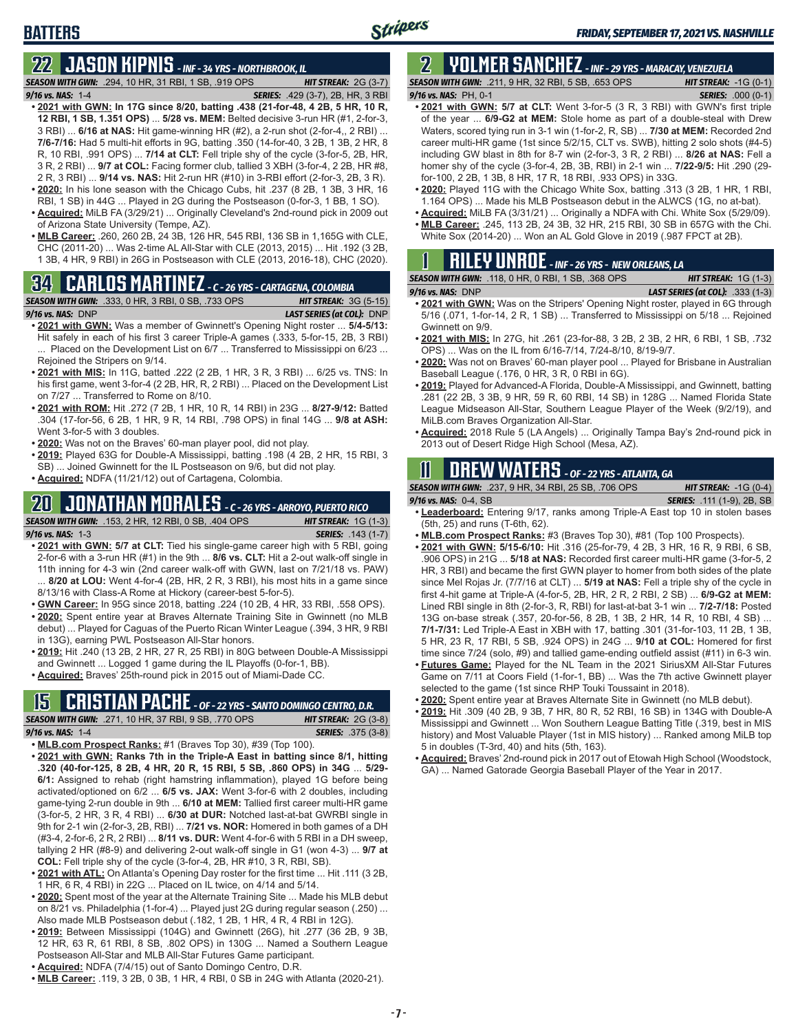# BATTERS

## 22 JASON KIPNIS - INF - 34 YRS - NORTHBROOK, IL

**SEASON WITH GWN:** .294, 10 HR, 31 RBI, 1 SB, .919 OPS **HIT STREAK:** 2G (3-7)
**9/16 vs. NAS:** 1-4 **SERIES:** .429 (3-7), 2B, HR, 3 RBI

- **2021 with GWN: In 17G since 8/20, batting .438 (21-for-48, 4 2B, 5 HR, 10 R, 12 RBI, 1 SB, 1.351 OPS)** ... **5/28 vs. MEM:** Belted decisive 3-run HR (#1, 2-for-3, 3 RBI) ... **6/16 at NAS:** Hit game-winning HR (#2), a 2-run shot (2-for-4,, 2 RBI) ... **7/6-7/16:** Had 5 multi-hit efforts in 9G, batting .350 (14-for-40, 3 2B, 1 3B, 2 HR, 8 R, 10 RBI, .991 OPS) ... **7/14 at CLT:** Fell triple shy of the cycle (3-for-5, 2B, HR, 3 R, 2 RBI) ... **9/7 at COL:** Facing former club, tallied 3 XBH (3-for-4, 2 2B, HR #8, 2 R, 3 RBI) ... **9/14 vs. NAS:** Hit 2-run HR (#10) in 3-RBI effort (2-for-3, 2B, 3 R).
- **2020:** In his lone season with the Chicago Cubs, hit .237 (8 2B, 1 3B, 3 HR, 16 RBI, 1 SB) in 44G ... Played in 2G during the Postseason (0-for-3, 1 BB, 1 SO).
- **Acquired:** MiLB FA (3/29/21) ... Originally Cleveland's 2nd-round pick in 2009 out of Arizona State University (Tempe, AZ).
- **MLB Career:** .260, 260 2B, 24 3B, 126 HR, 545 RBI, 136 SB in 1,165G with CLE, CHC (2011-20) ... Was 2-time AL All-Star with CLE (2013, 2015) ... Hit .192 (3 2B, 1 3B, 4 HR, 9 RBI) in 26G in Postseason with CLE (2013, 2016-18), CHC (2020).

## 34 CARLOS MARTINEZ - C - 26 YRS - CARTAGENA, COLOMBIA

**SEASON WITH GWN:** .333, 0 HR, 3 RBI, 0 SB, .733 OPS **HIT STREAK:** 3G (5-15)
**9/16 vs. NAS:** DNP **LAST SERIES (at COL):** DNP

- **2021 with GWN:** Was a member of Gwinnett's Opening Night roster ... **5/4-5/13:** Hit safely in each of his first 3 career Triple-A games (.333, 5-for-15, 2B, 3 RBI) ... Placed on the Development List on 6/7 ... Transferred to Mississippi on 6/23 ... Rejoined the Stripers on 9/14.
- **2021 with MIS:** In 11G, batted .222 (2 2B, 1 HR, 3 R, 3 RBI) ... 6/25 vs. TNS: In his first game, went 3-for-4 (2 2B, HR, R, 2 RBI) ... Placed on the Development List on 7/27 ... Transferred to Rome on 8/10.
- **2021 with ROM:** Hit .272 (7 2B, 1 HR, 10 R, 14 RBI) in 23G ... **8/27-9/12:** Batted .304 (17-for-56, 6 2B, 1 HR, 9 R, 14 RBI, .798 OPS) in final 14G ... **9/8 at ASH:** Went 3-for-5 with 3 doubles.
- **2020:** Was not on the Braves' 60-man player pool, did not play.
- **2019:** Played 63G for Double-A Mississippi, batting .198 (4 2B, 2 HR, 15 RBI, 3 SB) ... Joined Gwinnett for the IL Postseason on 9/6, but did not play.
- **Acquired:** NDFA (11/21/12) out of Cartagena, Colombia.

## 20 JONATHAN MORALES - C - 26 YRS - ARROYO, PUERTO RICO

**SEASON WITH GWN:** .153, 2 HR, 12 RBI, 0 SB, .404 OPS **HIT STREAK:** 1G (1-3)
**9/16 vs. NAS:** 1-3 **SERIES:** .143 (1-7)

- **2021 with GWN: 5/7 at CLT:** Tied his single-game career high with 5 RBI, going 2-for-6 with a 3-run HR (#1) in the 9th ... **8/6 vs. CLT:** Hit a 2-out walk-off single in 11th inning for 4-3 win (2nd career walk-off with GWN, last on 7/21/18 vs. PAW) ... **8/20 at LOU:** Went 4-for-4 (2B, HR, 2 R, 3 RBI), his most hits in a game since 8/13/16 with Class-A Rome at Hickory (career-best 5-for-5).
- **GWN Career:** In 95G since 2018, batting .224 (10 2B, 4 HR, 33 RBI, .558 OPS).
- **2020:** Spent entire year at Braves Alternate Training Site in Gwinnett (no MLB debut) ... Played for Caguas of the Puerto Rican Winter League (.394, 3 HR, 9 RBI in 13G), earning PWL Postseason All-Star honors.
- **2019:** Hit .240 (13 2B, 2 HR, 27 R, 25 RBI) in 80G between Double-A Mississippi and Gwinnett ... Logged 1 game during the IL Playoffs (0-for-1, BB).
- **Acquired:** Braves' 25th-round pick in 2015 out of Miami-Dade CC.

## 15 CRISTIAN PACHE - OF - 22 YRS - SANTO DOMINGO CENTRO, D.R.

**SEASON WITH GWN:** .271, 10 HR, 37 RBI, 9 SB, .770 OPS **HIT STREAK:** 2G (3-8)
**9/16 vs. NAS:** 1-4 **SERIES:** .375 (3-8)

- **MLB.com Prospect Ranks:** #1 (Braves Top 30), #39 (Top 100).
- **2021 with GWN: Ranks 7th in the Triple-A East in batting since 8/1, hitting .320 (40-for-125, 8 2B, 4 HR, 20 R, 15 RBI, 5 SB, .860 OPS) in 34G** ... **5/29-6/1:** Assigned to rehab (right hamstring inflammation), played 1G before being activated/optioned on 6/2 ... **6/5 vs. JAX:** Went 3-for-6 with 2 doubles, including game-tying 2-run double in 9th ... **6/10 at MEM:** Tallied first career multi-HR game (3-for-5, 2 HR, 3 R, 4 RBI) ... **6/30 at DUR:** Notched last-at-bat GWRBI single in 9th for 2-1 win (2-for-3, 2B, RBI) ... **7/21 vs. NOR:** Homered in both games of a DH (#3-4, 2-for-6, 2 R, 2 RBI) ... **8/11 vs. DUR:** Went 4-for-6 with 5 RBI in a DH sweep, tallying 2 HR (#8-9) and delivering 2-out walk-off single in G1 (won 4-3) ... **9/7 at COL:** Fell triple shy of the cycle (3-for-4, 2B, HR #10, 3 R, RBI, SB).
- **2021 with ATL:** On Atlanta's Opening Day roster for the first time ... Hit .111 (3 2B, 1 HR, 6 R, 4 RBI) in 22G ... Placed on IL twice, on 4/14 and 5/14.
- **2020:** Spent most of the year at the Alternate Training Site ... Made his MLB debut on 8/21 vs. Philadelphia (1-for-4) ... Played just 2G during regular season (.250) ... Also made MLB Postseason debut (.182, 1 2B, 1 HR, 4 R, 4 RBI in 12G).
- **2019:** Between Mississippi (104G) and Gwinnett (26G), hit .277 (36 2B, 9 3B, 12 HR, 63 R, 61 RBI, 8 SB, .802 OPS) in 130G ... Named a Southern League Postseason All-Star and MLB All-Star Futures Game participant.
- **Acquired:** NDFA (7/4/15) out of Santo Domingo Centro, D.R.
- **MLB Career:** .119, 3 2B, 0 3B, 1 HR, 4 RBI, 0 SB in 24G with Atlanta (2020-21).

## 2 YOLMER SANCHEZ - INF - 29 YRS - MARACAY, VENEZUELA

**SEASON WITH GWN:** .211, 9 HR, 32 RBI, 5 SB, .653 OPS **HIT STREAK:** -1G (0-1)
**9/16 vs. NAS:** PH, 0-1 **SERIES:** .000 (0-1)

- **2021 with GWN:** 5/7 at CLT: Went 3-for-5 (3 R, 3 RBI) with GWN's first triple of the year ... **6/9-G2 at MEM:** Stole home as part of a double-steal with Drew Waters, scored tying run in 3-1 win (1-for-2, R, SB) ... **7/30 at MEM:** Recorded 2nd career multi-HR game (1st since 5/2/15, CLT vs. SWB), hitting 2 solo shots (#4-5) including GW blast in 8th for 8-7 win (2-for-3, 3 R, 2 RBI) ... **8/26 at NAS:** Fell a homer shy of the cycle (3-for-4, 2B, 3B, RBI) in 2-1 win ... **7/22-9/5:** Hit .290 (29-for-100, 2 2B, 1 3B, 8 HR, 17 R, 18 RBI, .933 OPS) in 33G.
- **2020:** Played 11G with the Chicago White Sox, batting .313 (3 2B, 1 HR, 1 RBI, 1.164 OPS) ... Made his MLB Postseason debut in the ALWCS (1G, no at-bat).
- **Acquired:** MiLB FA (3/31/21) ... Originally a NDFA with Chi. White Sox (5/29/09).
- **MLB Career:** .245, 113 2B, 24 3B, 32 HR, 215 RBI, 30 SB in 657G with the Chi. White Sox (2014-20) ... Won an AL Gold Glove in 2019 (.987 FPCT at 2B).

## 1 RILEY UNROE - INF - 26 YRS - NEW ORLEANS, LA

**SEASON WITH GWN:** .118, 0 HR, 0 RBI, 1 SB, .368 OPS **HIT STREAK:** 1G (1-3)
**9/16 vs. NAS:** DNP **LAST SERIES (at COL):** .333 (1-3)

- **2021 with GWN:** Was on the Stripers' Opening Night roster, played in 6G through 5/16 (.071, 1-for-14, 2 R, 1 SB) ... Transferred to Mississippi on 5/18 ... Rejoined Gwinnett on 9/9.
- **2021 with MIS:** In 27G, hit .261 (23-for-88, 3 2B, 2 3B, 2 HR, 6 RBI, 1 SB, .732 OPS) ... Was on the IL from 6/16-7/14, 7/24-8/10, 8/19-9/7.
- **2020:** Was not on Braves' 60-man player pool ... Played for Brisbane in Australian Baseball League (.176, 0 HR, 3 R, 0 RBI in 6G).
- **2019:** Played for Advanced-A Florida, Double-A Mississippi, and Gwinnett, batting .281 (22 2B, 3 3B, 9 HR, 59 R, 60 RBI, 14 SB) in 128G ... Named Florida State League Midseason All-Star, Southern League Player of the Week (9/2/19), and MiLB.com Braves Organization All-Star.
- **Acquired:** 2018 Rule 5 (LA Angels) ... Originally Tampa Bay's 2nd-round pick in 2013 out of Desert Ridge High School (Mesa, AZ).

## 11 DREW WATERS - OF - 22 YRS - ATLANTA, GA

**SEASON WITH GWN:** .237, 9 HR, 34 RBI, 25 SB, .706 OPS **HIT STREAK:** -1G (0-4)
**9/16 vs. NAS:** 0-4, SB **SERIES:** .111 (1-9), 2B, SB

- **Leaderboard:** Entering 9/17, ranks among Triple-A East top 10 in stolen bases (5th, 25) and runs (T-6th, 62).
- **MLB.com Prospect Ranks:** #3 (Braves Top 30), #81 (Top 100 Prospects).
- **2021 with GWN: 5/15-6/10:** Hit .316 (25-for-79, 4 2B, 3 HR, 16 R, 9 RBI, 6 SB, .906 OPS) in 21G ... **5/18 at NAS:** Recorded first career multi-HR game (3-for-5, 2 HR, 3 RBI) and became the first GWN player to homer from both sides of the plate since Mel Rojas Jr. (7/7/16 at CLT) ... **5/19 at NAS:** Fell a triple shy of the cycle in first 4-hit game at Triple-A (4-for-5, 2B, HR, 2 R, 2 RBI, 2 SB) ... **6/9-G2 at MEM:** Lined RBI single in 8th (2-for-3, R, RBI) for last-at-bat 3-1 win ... **7/2-7/18:** Posted 13G on-base streak (.357, 20-for-56, 8 2B, 1 3B, 2 HR, 14 R, 10 RBI, 4 SB) ... **7/1-7/31:** Led Triple-A East in XBH with 17, batting .301 (31-for-103, 11 2B, 1 3B, 5 HR, 23 R, 17 RBI, 5 SB, .924 OPS) in 24G ... **9/10 at COL:** Homered for first time since 7/24 (solo, #9) and tallied game-ending outfield assist (#11) in 6-3 win.
- **Futures Game:** Played for the NL Team in the 2021 SiriusXM All-Star Futures Game on 7/11 at Coors Field (1-for-1, BB) ... Was the 7th active Gwinnett player selected to the game (1st since RHP Touki Toussaint in 2018).
- **2020:** Spent entire year at Braves Alternate Site in Gwinnett (no MLB debut).
- **2019:** Hit .309 (40 2B, 9 3B, 7 HR, 80 R, 52 RBI, 16 SB) in 134G with Double-A Mississippi and Gwinnett ... Won Southern League Batting Title (.319, best in MIS history) and Most Valuable Player (1st in MIS history) ... Ranked among MiLB top 5 in doubles (T-3rd, 40) and hits (5th, 163).
- **Acquired:** Braves' 2nd-round pick in 2017 out of Etowah High School (Woodstock, GA) ... Named Gatorade Georgia Baseball Player of the Year in 2017.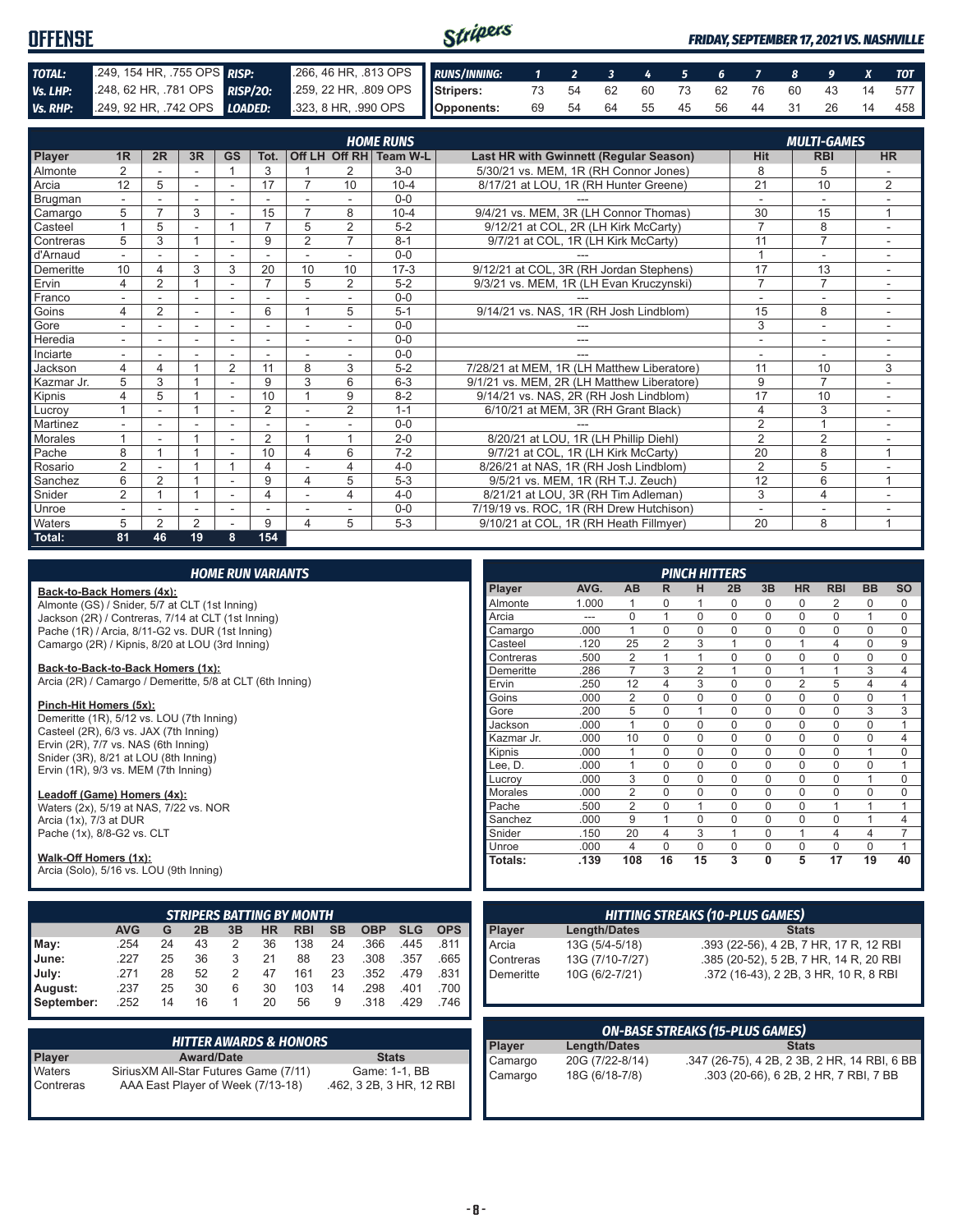# OFFENSE

*FRIDAY, SEPTEMBER 17, 2021 VS. NASHVILLE*

| | | | |
|---|---|---|---|
| **TOTAL:** | .249, 154 HR, .755 OPS | **RISP:** | .266, 46 HR, .813 OPS |
| **Vs. LHP:** | .248, 62 HR, .781 OPS | **RISP/2O:** | .259, 22 HR, .809 OPS |
| **Vs. RHP:** | .249, 92 HR, .742 OPS | **LOADED:** | .323, 8 HR, .990 OPS |

| RUNS/INNING: | 1 | 2 | 3 | 4 | 5 | 6 | 7 | 8 | 9 | X | TOT |
|---|---|---|---|---|---|---|---|---|---|---|---|
| Stripers: | 73 | 54 | 62 | 60 | 73 | 62 | 76 | 60 | 43 | 14 | 577 |
| Opponents: | 69 | 54 | 64 | 55 | 45 | 56 | 44 | 31 | 26 | 14 | 458 |

| Player | 1R | 2R | 3R | GS | Tot. | Off LH | Off RH | Team W-L | Last HR with Gwinnett (Regular Season) | Hit | RBI | HR |
|---|---|---|---|---|---|---|---|---|---|---|---|---|
| | **HOME RUNS** | | | | | | | | | **MULTI-GAMES** | | |
| Almonte | 2 | - | - | 1 | 3 | 1 | 2 | 3-0 | 5/30/21 vs. MEM, 1R (RH Connor Jones) | 8 | 5 | - |
| Arcia | 12 | 5 | - | - | 17 | 7 | 10 | 10-4 | 8/17/21 at LOU, 1R (RH Hunter Greene) | 21 | 10 | 2 |
| Brugman | - | - | - | - | - | - | - | 0-0 | --- | - | - | - |
| Camargo | 5 | 7 | 3 | - | 15 | 7 | 8 | 10-4 | 9/4/21 vs. MEM, 3R (LH Connor Thomas) | 30 | 15 | 1 |
| Casteel | 1 | 5 | - | 1 | 7 | 5 | 2 | 5-2 | 9/12/21 at COL, 2R (LH Kirk McCarty) | 7 | 8 | - |
| Contreras | 5 | 3 | 1 | - | 9 | 2 | 7 | 8-1 | 9/7/21 at COL, 1R (LH Kirk McCarty) | 11 | 7 | - |
| d'Arnaud | - | - | - | - | - | - | - | 0-0 | --- | 1 | - | - |
| Demeritte | 10 | 4 | 3 | 3 | 20 | 10 | 10 | 17-3 | 9/12/21 at COL, 3R (RH Jordan Stephens) | 17 | 13 | - |
| Ervin | 4 | 2 | 1 | - | 7 | 5 | 2 | 5-2 | 9/3/21 vs. MEM, 1R (LH Evan Kruczynski) | 7 | 7 | - |
| Franco | - | - | - | - | - | - | - | 0-0 | --- | - | - | - |
| Goins | 4 | 2 | - | - | 6 | 1 | 5 | 5-1 | 9/14/21 vs. NAS, 1R (RH Josh Lindblom) | 15 | 8 | - |
| Gore | - | - | - | - | - | - | - | 0-0 | --- | 3 | - | - |
| Heredia | - | - | - | - | - | - | - | 0-0 | --- | - | - | - |
| Inciarte | - | - | - | - | - | - | - | 0-0 | --- | - | - | - |
| Jackson | 4 | 4 | 1 | 2 | 11 | 8 | 3 | 5-2 | 7/28/21 at MEM, 1R (LH Matthew Liberatore) | 11 | 10 | 3 |
| Kazmar Jr. | 5 | 3 | 1 | - | 9 | 3 | 6 | 6-3 | 9/1/21 vs. MEM, 2R (LH Matthew Liberatore) | 9 | 7 | - |
| Kipnis | 4 | 5 | 1 | - | 10 | 1 | 9 | 8-2 | 9/14/21 vs. NAS, 2R (RH Josh Lindblom) | 17 | 10 | - |
| Lucroy | 1 | - | 1 | - | 2 | - | 2 | 1-1 | 6/10/21 at MEM, 3R (RH Grant Black) | 4 | 3 | - |
| Martinez | - | - | - | - | - | - | - | 0-0 | --- | 2 | 1 | - |
| Morales | 1 | - | 1 | - | 2 | 1 | 1 | 2-0 | 8/20/21 at LOU, 1R (LH Phillip Diehl) | 2 | 2 | - |
| Pache | 8 | 1 | 1 | - | 10 | 4 | 6 | 7-2 | 9/7/21 at COL, 1R (LH Kirk McCarty) | 20 | 8 | 1 |
| Rosario | 2 | - | 1 | 1 | 4 | - | 4 | 4-0 | 8/26/21 at NAS, 1R (RH Josh Lindblom) | 2 | 5 | - |
| Sanchez | 6 | 2 | 1 | - | 9 | 4 | 5 | 5-3 | 9/5/21 vs. MEM, 1R (RH T.J. Zeuch) | 12 | 6 | 1 |
| Snider | 2 | 1 | 1 | - | 4 | - | 4 | 4-0 | 8/21/21 at LOU, 3R (RH Tim Adleman) | 3 | 4 | - |
| Unroe | - | - | - | - | - | - | - | 0-0 | 7/19/19 vs. ROC, 1R (RH Drew Hutchison) | - | - | - |
| Waters | 5 | 2 | 2 | - | 9 | 4 | 5 | 5-3 | 9/10/21 at COL, 1R (RH Heath Fillmyer) | 20 | 8 | 1 |
| **Total:** | **81** | **46** | **19** | **8** | **154** | | | | | | | |

## HOME RUN VARIANTS

**Back-to-Back Homers (4x):**
Almonte (GS) / Snider, 5/7 at CLT (1st Inning)
Jackson (2R) / Contreras, 7/14 at CLT (1st Inning)
Pache (1R) / Arcia, 8/11-G2 vs. DUR (1st Inning)
Camargo (2R) / Kipnis, 8/20 at LOU (3rd Inning)

**Back-to-Back-to-Back Homers (1x):**
Arcia (2R) / Camargo / Demeritte, 5/8 at CLT (6th Inning)

**Pinch-Hit Homers (5x):**
Demeritte (1R), 5/12 vs. LOU (7th Inning)
Casteel (2R), 6/3 vs. JAX (7th Inning)
Ervin (2R), 7/7 vs. NAS (6th Inning)
Snider (3R), 8/21 at LOU (8th Inning)
Ervin (1R), 9/3 vs. MEM (7th Inning)

**Leadoff (Game) Homers (4x):**
Waters (2x), 5/19 at NAS, 7/22 vs. NOR
Arcia (1x), 7/3 at DUR
Pache (1x), 8/8-G2 vs. CLT

**Walk-Off Homers (1x):**
Arcia (Solo), 5/16 vs. LOU (9th Inning)

## PINCH HITTERS

| Player | AVG. | AB | R | H | 2B | 3B | HR | RBI | BB | SO |
|---|---|---|---|---|---|---|---|---|---|---|
| Almonte | 1.000 | 1 | 0 | 1 | 0 | 0 | 0 | 2 | 0 | 0 |
| Arcia | --- | 0 | 1 | 0 | 0 | 0 | 0 | 0 | 1 | 0 |
| Camargo | .000 | 1 | 0 | 0 | 0 | 0 | 0 | 0 | 0 | 0 |
| Casteel | .120 | 25 | 2 | 3 | 1 | 0 | 1 | 4 | 0 | 9 |
| Contreras | .500 | 2 | 1 | 1 | 0 | 0 | 0 | 0 | 0 | 0 |
| Demeritte | .286 | 7 | 3 | 2 | 1 | 0 | 1 | 1 | 3 | 4 |
| Ervin | .250 | 12 | 4 | 3 | 0 | 0 | 2 | 5 | 4 | 4 |
| Goins | .000 | 2 | 0 | 0 | 0 | 0 | 0 | 0 | 0 | 1 |
| Gore | .200 | 5 | 0 | 1 | 0 | 0 | 0 | 0 | 3 | 3 |
| Jackson | .000 | 1 | 0 | 0 | 0 | 0 | 0 | 0 | 0 | 1 |
| Kazmar Jr. | .000 | 10 | 0 | 0 | 0 | 0 | 0 | 0 | 0 | 4 |
| Kipnis | .000 | 1 | 0 | 0 | 0 | 0 | 0 | 0 | 1 | 0 |
| Lee, D. | .000 | 1 | 0 | 0 | 0 | 0 | 0 | 0 | 0 | 1 |
| Lucroy | .000 | 3 | 0 | 0 | 0 | 0 | 0 | 0 | 1 | 0 |
| Morales | .000 | 2 | 0 | 0 | 0 | 0 | 0 | 0 | 0 | 0 |
| Pache | .500 | 2 | 0 | 1 | 0 | 0 | 0 | 1 | 1 | 1 |
| Sanchez | .000 | 9 | 1 | 0 | 0 | 0 | 0 | 0 | 1 | 4 |
| Snider | .150 | 20 | 4 | 3 | 1 | 0 | 1 | 4 | 4 | 7 |
| Unroe | .000 | 4 | 0 | 0 | 0 | 0 | 0 | 0 | 0 | 1 |
| **Totals:** | **.139** | **108** | **16** | **15** | **3** | **0** | **5** | **17** | **19** | **40** |

## STRIPERS BATTING BY MONTH

| | AVG | G | 2B | 3B | HR | RBI | SB | OBP | SLG | OPS |
|---|---|---|---|---|---|---|---|---|---|---|
| **May:** | .254 | 24 | 43 | 2 | 36 | 138 | 24 | .366 | .445 | .811 |
| **June:** | .227 | 25 | 36 | 3 | 21 | 88 | 23 | .308 | .357 | .665 |
| **July:** | .271 | 28 | 52 | 2 | 47 | 161 | 23 | .352 | .479 | .831 |
| **August:** | .237 | 25 | 30 | 6 | 30 | 103 | 14 | .298 | .401 | .700 |
| **September:** | .252 | 14 | 16 | 1 | 20 | 56 | 9 | .318 | .429 | .746 |

## HITTING STREAKS (10-PLUS GAMES)

| Player | Length/Dates | Stats |
|---|---|---|
| Arcia | 13G (5/4-5/18) | .393 (22-56), 4 2B, 7 HR, 17 R, 12 RBI |
| Contreras | 13G (7/10-7/27) | .385 (20-52), 5 2B, 7 HR, 14 R, 20 RBI |
| Demeritte | 10G (6/2-7/21) | .372 (16-43), 2 2B, 3 HR, 10 R, 8 RBI |

## HITTER AWARDS & HONORS

| Player | Award/Date | Stats |
|---|---|---|
| Waters | SiriusXM All-Star Futures Game (7/11) | Game: 1-1, BB |
| Contreras | AAA East Player of Week (7/13-18) | .462, 3 2B, 3 HR, 12 RBI |

## ON-BASE STREAKS (15-PLUS GAMES)

| Player | Length/Dates | Stats |
|---|---|---|
| Camargo | 20G (7/22-8/14) | .347 (26-75), 4 2B, 2 3B, 2 HR, 14 RBI, 6 BB |
| Camargo | 18G (6/18-7/8) | .303 (20-66), 6 2B, 2 HR, 7 RBI, 7 BB |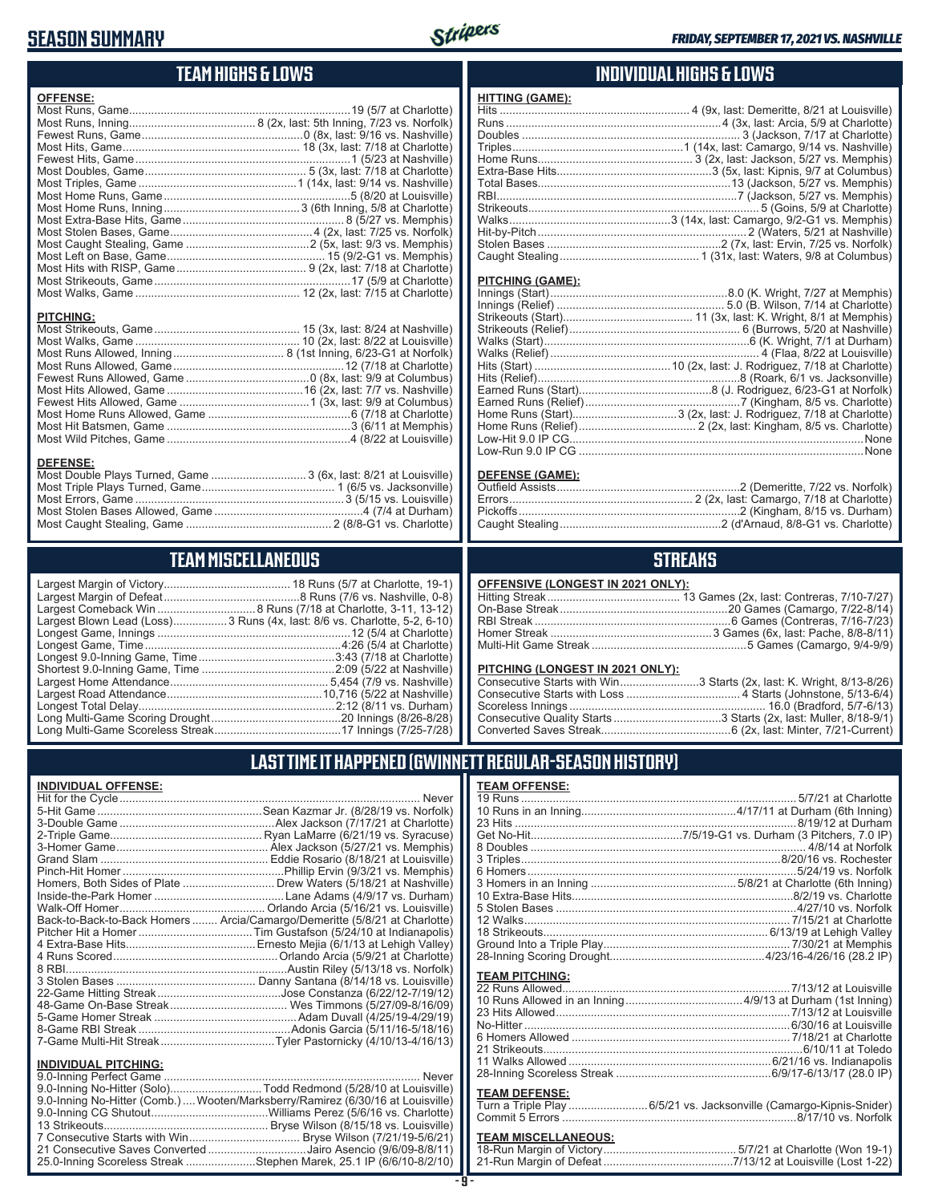# SEASON SUMMARY

*FRIDAY, SEPTEMBER 17, 2021 VS. NASHVILLE*

## TEAM HIGHS & LOWS

**OFFENSE:**

| | |
|---|---|
| Most Runs, Game | 19 (5/7 at Charlotte) |
| Most Runs, Inning | 8 (2x, last: 5th Inning, 7/23 vs. Norfolk) |
| Fewest Runs, Game | 0 (8x, last: 9/16 vs. Nashville) |
| Most Hits, Game | 18 (3x, last: 7/18 at Charlotte) |
| Fewest Hits, Game | 1 (5/23 at Nashville) |
| Most Doubles, Game | 5 (3x, last: 7/18 at Charlotte) |
| Most Triples, Game | 1 (14x, last: 9/14 vs. Nashville) |
| Most Home Runs, Game | 5 (8/20 at Louisville) |
| Most Home Runs, Inning | 3 (6th Inning, 5/8 at Charlotte) |
| Most Extra-Base Hits, Game | 8 (5/27 vs. Memphis) |
| Most Stolen Bases, Game | 4 (2x, last: 7/25 vs. Norfolk) |
| Most Caught Stealing, Game | 2 (5x, last: 9/3 vs. Memphis) |
| Most Left on Base, Game | 15 (9/2-G1 vs. Memphis) |
| Most Hits with RISP, Game | 9 (2x, last: 7/18 at Charlotte) |
| Most Strikeouts, Game | 17 (5/9 at Charlotte) |
| Most Walks, Game | 12 (2x, last: 7/15 at Charlotte) |

**PITCHING:**

| | |
|---|---|
| Most Strikeouts, Game | 15 (3x, last: 8/24 at Nashville) |
| Most Walks, Game | 10 (2x, last: 8/22 at Louisville) |
| Most Runs Allowed, Inning | 8 (1st Inning, 6/23-G1 at Norfolk) |
| Most Runs Allowed, Game | 12 (7/18 at Charlotte) |
| Fewest Runs Allowed, Game | 0 (8x, last: 9/9 at Columbus) |
| Most Hits Allowed, Game | 16 (2x, last: 7/7 vs. Nashville) |
| Fewest Hits Allowed, Game | 1 (3x, last: 9/9 at Columbus) |
| Most Home Runs Allowed, Game | 6 (7/18 at Charlotte) |
| Most Hit Batsmen, Game | 3 (6/11 at Memphis) |
| Most Wild Pitches, Game | 4 (8/22 at Louisville) |

**DEFENSE:**

| | |
|---|---|
| Most Double Plays Turned, Game | 3 (6x, last: 8/21 at Louisville) |
| Most Triple Plays Turned, Game | 1 (6/5 vs. Jacksonville) |
| Most Errors, Game | 3 (5/15 vs. Louisville) |
| Most Stolen Bases Allowed, Game | 4 (7/4 at Durham) |
| Most Caught Stealing, Game | 2 (8/8-G1 vs. Charlotte) |

## INDIVIDUAL HIGHS & LOWS

**HITTING (GAME):**

| | |
|---|---|
| Hits | 4 (9x, last: Demeritte, 8/21 at Louisville) |
| Runs | 4 (3x, last: Arcia, 5/9 at Charlotte) |
| Doubles | 3 (Jackson, 7/17 at Charlotte) |
| Triples | 1 (14x, last: Camargo, 9/14 vs. Nashville) |
| Home Runs | 3 (2x, last: Jackson, 5/27 vs. Memphis) |
| Extra-Base Hits | 3 (5x, last: Kipnis, 9/7 at Columbus) |
| Total Bases | 13 (Jackson, 5/27 vs. Memphis) |
| RBI | 7 (Jackson, 5/27 vs. Memphis) |
| Strikeouts | 5 (Goins, 5/9 at Charlotte) |
| Walks | 3 (14x, last: Camargo, 9/2-G1 vs. Memphis) |
| Hit-by-Pitch | 2 (Waters, 5/21 at Nashville) |
| Stolen Bases | 2 (7x, last: Ervin, 7/25 vs. Norfolk) |
| Caught Stealing | 1 (31x, last: Waters, 9/8 at Columbus) |

**PITCHING (GAME):**

| | |
|---|---|
| Innings (Start) | 8.0 (K. Wright, 7/27 at Memphis) |
| Innings (Relief) | 5.0 (B. Wilson, 7/14 at Charlotte) |
| Strikeouts (Start) | 11 (3x, last: K. Wright, 8/1 at Memphis) |
| Strikeouts (Relief) | 6 (Burrows, 5/20 at Nashville) |
| Walks (Start) | 6 (K. Wright, 7/1 at Durham) |
| Walks (Relief) | 4 (Flaa, 8/22 at Louisville) |
| Hits (Start) | 10 (2x, last: J. Rodriguez, 7/18 at Charlotte) |
| Hits (Relief) | 8 (Roark, 6/1 vs. Jacksonville) |
| Earned Runs (Start) | 8 (J. Rodriguez, 6/23-G1 at Norfolk) |
| Earned Runs (Relief) | 7 (Kingham, 8/5 vs. Charlotte) |
| Home Runs (Start) | 3 (2x, last: J. Rodriguez, 7/18 at Charlotte) |
| Home Runs (Relief) | 2 (2x, last: Kingham, 8/5 vs. Charlotte) |
| Low-Hit 9.0 IP CG | None |
| Low-Run 9.0 IP CG | None |

**DEFENSE (GAME):**

| | |
|---|---|
| Outfield Assists | 2 (Demeritte, 7/22 vs. Norfolk) |
| Errors | 2 (2x, last: Camargo, 7/18 at Charlotte) |
| Pickoffs | 2 (Kingham, 8/15 vs. Durham) |
| Caught Stealing | 2 (d'Arnaud, 8/8-G1 vs. Charlotte) |

## TEAM MISCELLANEOUS

| | |
|---|---|
| Largest Margin of Victory | 18 Runs (5/7 at Charlotte, 19-1) |
| Largest Margin of Defeat | 8 Runs (7/6 vs. Nashville, 0-8) |
| Largest Comeback Win | 8 Runs (7/18 at Charlotte, 3-11, 13-12) |
| Largest Blown Lead (Loss) | 3 Runs (4x, last: 8/6 vs. Charlotte, 5-2, 6-10) |
| Longest Game, Innings | 12 (5/4 at Charlotte) |
| Longest Game, Time | 4:26 (5/4 at Charlotte) |
| Longest 9.0-Inning Game, Time | 3:43 (7/18 at Charlotte) |
| Shortest 9.0-Inning Game, Time | 2:09 (5/22 at Nashville) |
| Largest Home Attendance | 5,454 (7/9 vs. Nashville) |
| Largest Road Attendance | 10,716 (5/22 at Nashville) |
| Longest Total Delay | 2:12 (8/11 vs. Durham) |
| Long Multi-Game Scoring Drought | 20 Innings (8/26-8/28) |
| Long Multi-Game Scoreless Streak | 17 Innings (7/25-7/28) |

## STREAKS

**OFFENSIVE (LONGEST IN 2021 ONLY):**

| | |
|---|---|
| Hitting Streak | 13 Games (2x, last: Contreras, 7/10-7/27) |
| On-Base Streak | 20 Games (Camargo, 7/22-8/14) |
| RBI Streak | 6 Games (Contreras, 7/16-7/23) |
| Homer Streak | 3 Games (6x, last: Pache, 8/8-8/11) |
| Multi-Hit Game Streak | 5 Games (Camargo, 9/4-9/9) |

**PITCHING (LONGEST IN 2021 ONLY):**

| | |
|---|---|
| Consecutive Starts with Win | 3 Starts (2x, last: K. Wright, 8/13-8/26) |
| Consecutive Starts with Loss | 4 Starts (Johnstone, 5/13-6/4) |
| Scoreless Innings | 16.0 (Bradford, 5/7-6/13) |
| Consecutive Quality Starts | 3 Starts (2x, last: Muller, 8/18-9/1) |
| Converted Saves Streak | 6 (2x, last: Minter, 7/21-Current) |

## LAST TIME IT HAPPENED (GWINNETT REGULAR-SEASON HISTORY)

**INDIVIDUAL OFFENSE:**

| | |
|---|---|
| Hit for the Cycle | Never |
| 5-Hit Game | Sean Kazmar Jr. (8/28/19 vs. Norfolk) |
| 3-Double Game | Alex Jackson (7/17/21 at Charlotte) |
| 2-Triple Game | Ryan LaMarre (6/21/19 vs. Syracuse) |
| 3-Homer Game | Alex Jackson (5/27/21 vs. Memphis) |
| Grand Slam | Eddie Rosario (8/18/21 at Louisville) |
| Pinch-Hit Homer | Phillip Ervin (9/3/21 vs. Memphis) |
| Homers, Both Sides of Plate | Drew Waters (5/18/21 at Nashville) |
| Inside-the-Park Homer | Lane Adams (4/9/17 vs. Durham) |
| Walk-Off Homer | Orlando Arcia (5/16/21 vs. Louisville) |
| Back-to-Back-to-Back Homers | Arcia/Camargo/Demeritte (5/8/21 at Charlotte) |
| Pitcher Hit a Homer | Tim Gustafson (5/24/10 at Indianapolis) |
| 4 Extra-Base Hits | Ernesto Mejia (6/1/13 at Lehigh Valley) |
| 4 Runs Scored | Orlando Arcia (5/9/21 at Charlotte) |
| 8 RBI | Austin Riley (5/13/18 vs. Norfolk) |
| 3 Stolen Bases | Danny Santana (8/14/18 vs. Louisville) |
| 22-Game Hitting Streak | Jose Constanza (6/22/12-7/19/12) |
| 48-Game On-Base Streak | Wes Timmons (5/27/09-8/16/09) |
| 5-Game Homer Streak | Adam Duvall (4/25/19-4/29/19) |
| 8-Game RBI Streak | Adonis Garcia (5/11/16-5/18/16) |
| 7-Game Multi-Hit Streak | Tyler Pastornicky (4/10/13-4/16/13) |

**INDIVIDUAL PITCHING:**

| | |
|---|---|
| 9.0-Inning Perfect Game | Never |
| 9.0-Inning No-Hitter (Solo) | Todd Redmond (5/28/10 at Louisville) |
| 9.0-Inning No-Hitter (Comb.) | Wooten/Marksberry/Ramirez (6/30/16 at Louisville) |
| 9.0-Inning CG Shutout | Williams Perez (5/6/16 vs. Charlotte) |
| 13 Strikeouts | Bryse Wilson (8/15/18 vs. Louisville) |
| 7 Consecutive Starts with Win | Bryse Wilson (7/21/19-5/6/21) |
| 21 Consecutive Saves Converted | Jairo Asencio (9/6/09-8/8/11) |
| 25.0-Inning Scoreless Streak | Stephen Marek, 25.1 IP (6/6/10-8/2/10) |

**TEAM OFFENSE:**

| | |
|---|---|
| 19 Runs | 5/7/21 at Charlotte |
| 10 Runs in an Inning | 4/17/11 at Durham (6th Inning) |
| 23 Hits | 8/19/12 at Durham |
| Get No-Hit | 7/5/19-G1 vs. Durham (3 Pitchers, 7.0 IP) |
| 8 Doubles | 4/8/14 at Norfolk |
| 3 Triples | 8/20/16 vs. Rochester |
| 6 Homers | 5/24/19 vs. Norfolk |
| 3 Homers in an Inning | 5/8/21 at Charlotte (6th Inning) |
| 10 Extra-Base Hits | 8/2/19 vs. Charlotte |
| 5 Stolen Bases | 4/27/10 vs. Norfolk |
| 12 Walks | 7/15/21 at Charlotte |
| 18 Strikeouts | 6/13/19 at Lehigh Valley |
| Ground Into a Triple Play | 7/30/21 at Memphis |
| 28-Inning Scoring Drought | 4/23/16-4/26/16 (28.2 IP) |

**TEAM PITCHING:**

| | |
|---|---|
| 22 Runs Allowed | 7/13/12 at Louisville |
| 10 Runs Allowed in an Inning | 4/9/13 at Durham (1st Inning) |
| 23 Hits Allowed | 7/13/12 at Louisville |
| No-Hitter | 6/30/16 at Louisville |
| 6 Homers Allowed | 7/18/21 at Charlotte |
| 21 Strikeouts | 6/10/11 at Toledo |
| 11 Walks Allowed | 6/21/16 vs. Indianapolis |
| 28-Inning Scoreless Streak | 6/9/17-6/13/17 (28.0 IP) |

**TEAM DEFENSE:**

| | |
|---|---|
| Turn a Triple Play | 6/5/21 vs. Jacksonville (Camargo-Kipnis-Snider) |
| Commit 5 Errors | 8/17/10 vs. Norfolk |

**TEAM MISCELLANEOUS:**

| | |
|---|---|
| 18-Run Margin of Victory | 5/7/21 at Charlotte (Won 19-1) |
| 21-Run Margin of Defeat | 7/13/12 at Louisville (Lost 1-22) |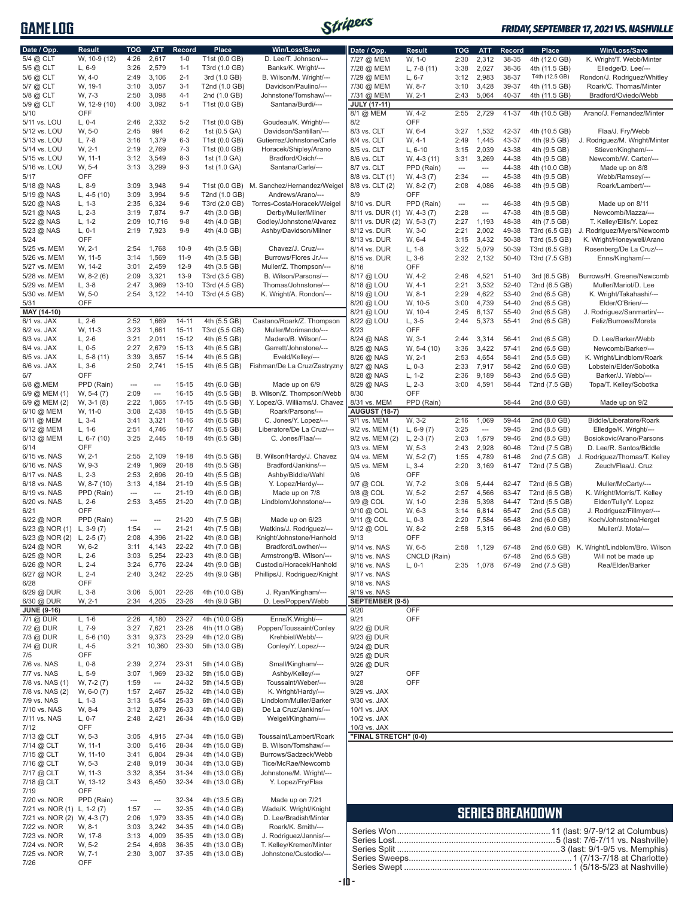# GAME LOG

*FRIDAY, SEPTEMBER 17, 2021 VS. NASHVILLE*

| Date / Opp. | Result | TOG | ATT | Record | Place | Win/Loss/Save |
|---|---|---|---|---|---|---|
| 5/4 @ CLT | W, 10-9 (12) | 4:26 | 2,617 | 1-0 | T1st (0.0 GB) | D. Lee/T. Johnson/--- |
| 5/5 @ CLT | L, 6-9 | 3:26 | 2,579 | 1-1 | T3rd (1.0 GB) | Banks/K. Wright/--- |
| 5/6 @ CLT | W, 4-0 | 2:49 | 3,106 | 2-1 | 3rd (1.0 GB) | B. Wilson/M. Wright/--- |
| 5/7 @ CLT | W, 19-1 | 3:10 | 3,057 | 3-1 | T2nd (1.0 GB) | Davidson/Paulino/--- |
| 5/8 @ CLT | W, 7-3 | 2:50 | 3,098 | 4-1 | 2nd (1.0 GB) | Johnstone/Tomshaw/--- |
| 5/9 @ CLT | W, 12-9 (10) | 4:00 | 3,092 | 5-1 | T1st (0.0 GB) | Santana/Burdi/--- |
| 5/10 | OFF | | | | | |
| 5/11 vs. LOU | L, 0-4 | 2:46 | 2,332 | 5-2 | T1st (0.0 GB) | Goudeau/K. Wright/--- |
| 5/12 vs. LOU | W, 5-0 | 2:45 | 994 | 6-2 | 1st (0.5 GA) | Davidson/Santillan/--- |
| 5/13 vs. LOU | L, 7-8 | 3:16 | 1,379 | 6-3 | T1st (0.0 GB) | Gutierrez/Johnstone/Carle |
| 5/14 vs. LOU | W, 2-1 | 2:19 | 2,769 | 7-3 | T1st (0.0 GB) | Horacek/Shipley/Arano |
| 5/15 vs. LOU | W, 11-1 | 3:12 | 3,549 | 8-3 | 1st (1.0 GA) | Bradford/Osich/--- |
| 5/16 vs. LOU | W, 5-4 | 3:13 | 3,299 | 9-3 | 1st (1.0 GA) | Santana/Carle/--- |
| 5/17 | OFF | | | | | |
| 5/18 @ NAS | L, 8-9 | 3:09 | 3,948 | 9-4 | T1st (0.0 GB) | M. Sanchez/Hernandez/Weigel |
| 5/19 @ NAS | L, 4-5 (10) | 3:09 | 3,994 | 9-5 | T2nd (1.0 GB) | Andrews/Arano/--- |
| 5/20 @ NAS | L, 1-3 | 2:35 | 6,324 | 9-6 | T3rd (2.0 GB) | Torres-Costa/Horacek/Weigel |
| 5/21 @ NAS | L, 2-3 | 3:19 | 7,874 | 9-7 | 4th (3.0 GB) | Derby/Muller/Milner |
| 5/22 @ NAS | L, 1-2 | 2:09 | 10,716 | 9-8 | 4th (4.0 GB) | Godley/Johnstone/Alvarez |
| 5/23 @ NAS | L, 0-1 | 2:19 | 7,923 | 9-9 | 4th (4.0 GB) | Ashby/Davidson/Milner |
| 5/24 | OFF | | | | | |
| 5/25 vs. MEM | W, 2-1 | 2:54 | 1,768 | 10-9 | 4th (3.5 GB) | Chavez/J. Cruz/--- |
| 5/26 vs. MEM | W, 11-5 | 3:14 | 1,569 | 11-9 | 4th (3.5 GB) | Burrows/Flores Jr./--- |
| 5/27 vs. MEM | W, 14-2 | 3:01 | 2,459 | 12-9 | 4th (3.5 GB) | Muller/Z. Thompson/--- |
| 5/28 vs. MEM | W, 8-2 (6) | 2:09 | 3,321 | 13-9 | T3rd (3.5 GB) | B. Wilson/Parsons/--- |
| 5/29 vs. MEM | L, 3-8 | 2:47 | 3,969 | 13-10 | T3rd (4.5 GB) | Thomas/Johnstone/--- |
| 5/30 vs. MEM | W, 5-0 | 2:54 | 3,122 | 14-10 | T3rd (4.5 GB) | K. Wright/A. Rondon/--- |
| 5/31 | OFF | | | | | |
| **MAY (14-10)** | | | | | | |
| 6/1 vs. JAX | L, 2-6 | 2:52 | 1,669 | 14-11 | 4th (5.5 GB) | Castano/Roark/Z. Thompson |
| 6/2 vs. JAX | W, 11-3 | 3:23 | 1,661 | 15-11 | T3rd (5.5 GB) | Muller/Morimando/--- |
| 6/3 vs. JAX | L, 2-6 | 3:21 | 2,011 | 15-12 | 4th (6.5 GB) | Madero/B. Wilson/--- |
| 6/4 vs. JAX | L, 0-5 | 2:27 | 2,679 | 15-13 | 4th (6.5 GB) | Garrett/Johnstone/--- |
| 6/5 vs. JAX | L, 5-8 (11) | 3:39 | 3,657 | 15-14 | 4th (6.5 GB) | Eveld/Kelley/--- |
| 6/6 vs. JAX | L, 3-6 | 2:50 | 2,741 | 15-15 | 4th (6.5 GB) | Fishman/De La Cruz/Zastryzny |
| 6/7 | OFF | | | | | |
| 6/8 @.MEM | PPD (Rain) | --- | --- | 15-15 | 4th (6.0 GB) | Made up on 6/9 |
| 6/9 @ MEM (1) | W, 5-4 (7) | 2:09 | --- | 16-15 | 4th (5.5 GB) | B. Wilson/Z. Thompson/Webb |
| 6/9 @ MEM (2) | W, 3-1 (8) | 2:22 | 1,865 | 17-15 | 4th (5.5 GB) | Y. Lopez/G. Williams/J. Chavez |
| 6/10 @ MEM | W, 11-0 | 3:08 | 2,438 | 18-15 | 4th (5.5 GB) | Roark/Parsons/--- |
| 6/11 @ MEM | L, 3-4 | 3:41 | 3,321 | 18-16 | 4th (6.5 GB) | C. Jones/Y. Lopez/--- |
| 6/12 @ MEM | L, 1-6 | 2:51 | 4,746 | 18-17 | 4th (6.5 GB) | Liberatore/De La Cruz/--- |
| 6/13 @ MEM | L, 6-7 (10) | 3:25 | 2,445 | 18-18 | 4th (6.5 GB) | C. Jones/Flaa/--- |
| 6/14 | OFF | | | | | |
| 6/15 vs. NAS | W, 2-1 | 2:55 | 2,109 | 19-18 | 4th (5.5 GB) | B. Wilson/Hardy/J. Chavez |
| 6/16 vs. NAS | W, 9-3 | 2:49 | 1,969 | 20-18 | 4th (5.5 GB) | Bradford/Jankins/--- |
| 6/17 vs. NAS | L, 2-3 | 2:53 | 2,696 | 20-19 | 4th (5.5 GB) | Ashby/Biddle/Wahl |
| 6/18 vs. NAS | W, 8-7 (10) | 3:13 | 4,184 | 21-19 | 4th (5.5 GB) | Y. Lopez/Hardy/--- |
| 6/19 vs. NAS | PPD (Rain) | --- | --- | 21-19 | 4th (6.0 GB) | Made up on 7/8 |
| 6/20 vs. NAS | L, 2-6 | 2:53 | 3,455 | 21-20 | 4th (7.0 GB) | Lindblom/Johnstone/--- |
| 6/21 | OFF | | | | | |
| 6/22 @ NOR | PPD (Rain) | --- | --- | 21-20 | 4th (7.5 GB) | Made up on 6/23 |
| 6/23 @ NOR (1) | L, 3-9 (7) | 1:54 | --- | 21-21 | 4th (7.5 GB) | Watkins/J. Rodriguez/--- |
| 6/23 @ NOR (2) | L, 2-5 (7) | 2:08 | 4,396 | 21-22 | 4th (8.0 GB) | Knight/Johnstone/Hanhold |
| 6/24 @ NOR | W, 6-2 | 3:11 | 4,143 | 22-22 | 4th (7.0 GB) | Bradford/Lowther/--- |
| 6/25 @ NOR | L, 2-6 | 3:03 | 5,254 | 22-23 | 4th (8.0 GB) | Armstrong/B. Wilson/--- |
| 6/26 @ NOR | L, 2-4 | 3:24 | 6,776 | 22-24 | 4th (9.0 GB) | Custodio/Horacek/Hanhold |
| 6/27 @ NOR | L, 2-4 | 2:40 | 3,242 | 22-25 | 4th (9.0 GB) | Phillips/J. Rodriguez/Knight |
| 6/28 | OFF | | | | | |
| 6/29 @ DUR | L, 3-8 | 3:06 | 5,001 | 22-26 | 4th (10.0 GB) | J. Ryan/Kingham/--- |
| 6/30 @ DUR | W, 2-1 | 2:34 | 4,205 | 23-26 | 4th (9.0 GB) | D. Lee/Poppen/Webb |
| **JUNE (9-16)** | | | | | | |
| 7/1 @ DUR | L, 1-6 | 2:26 | 4,180 | 23-27 | 4th (10.0 GB) | Enns/K.Wright/--- |
| 7/2 @ DUR | L, 7-9 | 3:27 | 7,621 | 23-28 | 4th (11.0 GB) | Poppen/Toussaint/Conley |
| 7/3 @ DUR | L, 5-6 (10) | 3:31 | 9,373 | 23-29 | 4th (12.0 GB) | Krehbiel/Webb/--- |
| 7/4 @ DUR | L, 4-5 | 3:21 | 10,360 | 23-30 | 5th (13.0 GB) | Conley/Y. Lopez/--- |
| 7/5 | OFF | | | | | |
| 7/6 vs. NAS | L, 0-8 | 2:39 | 2,274 | 23-31 | 5th (14.0 GB) | Small/Kingham/--- |
| 7/7 vs. NAS | L, 5-9 | 3:07 | 1,969 | 23-32 | 5th (15.0 GB) | Ashby/Kelley/--- |
| 7/8 vs. NAS (1) | W, 7-2 (7) | 1:59 | --- | 24-32 | 5th (14.5 GB) | Toussaint/Weber/--- |
| 7/8 vs. NAS (2) | W, 6-0 (7) | 1:57 | 2,467 | 25-32 | 4th (14.0 GB) | K. Wright/Hardy/--- |
| 7/9 vs. NAS | L, 1-3 | 3:13 | 5,454 | 25-33 | 6th (14.0 GB) | Lindblom/Muller/Barker |
| 7/10 vs. NAS | W, 8-4 | 3:12 | 3,879 | 26-33 | 4th (14.0 GB) | De La Cruz/Jankins/--- |
| 7/11 vs. NAS | L, 0-7 | 2:48 | 2,421 | 26-34 | 4th (15.0 GB) | Weigel/Kingham/--- |
| 7/12 | OFF | | | | | |
| 7/13 @ CLT | W, 5-3 | 3:05 | 4,915 | 27-34 | 4th (15.0 GB) | Toussaint/Lambert/Roark |
| 7/14 @ CLT | W, 11-1 | 3:00 | 5,416 | 28-34 | 4th (15.0 GB) | B. Wilson/Tomshaw/--- |
| 7/15 @ CLT | W, 11-10 | 3:41 | 6,804 | 29-34 | 4th (14.0 GB) | Burrows/Sadzeck/Webb |
| 7/16 @ CLT | W, 5-3 | 2:48 | 9,019 | 30-34 | 4th (13.0 GB) | Tice/McRae/Newcomb |
| 7/17 @ CLT | W, 11-3 | 3:32 | 8,354 | 31-34 | 4th (13.0 GB) | Johnstone/M. Wright/--- |
| 7/18 @ CLT | W, 13-12 | 3:43 | 6,450 | 32-34 | 4th (13.0 GB) | Y. Lopez/Fry/Flaa |
| 7/19 | OFF | | | | | |
| 7/20 vs. NOR | PPD (Rain) | --- | --- | 32-34 | 4th (13.5 GB) | Made up on 7/21 |
| 7/21 vs. NOR (1) | L, 1-2 (7) | 1:57 | --- | 32-35 | 4th (14.0 GB) | Wade/K. Wright/Knight |
| 7/21 vs. NOR (2) | W, 4-3 (7) | 2:06 | 1,979 | 33-35 | 4th (14.0 GB) | D. Lee/Bradish/Minter |
| 7/22 vs. NOR | W, 8-1 | 3:03 | 3,242 | 34-35 | 4th (14.0 GB) | Roark/K. Smith/--- |
| 7/23 vs. NOR | W, 17-8 | 3:13 | 4,009 | 35-35 | 4th (13.0 GB) | J. Rodriguez/Jannis/--- |
| 7/24 vs. NOR | W, 5-2 | 2:54 | 4,698 | 36-35 | 4th (13.0 GB) | T. Kelley/Kremer/Minter |
| 7/25 vs. NOR | W, 7-1 | 2:30 | 3,007 | 37-35 | 4th (13.0 GB) | Johnstone/Custodio/--- |
| 7/26 | OFF | | | | | |
| 7/27 @ MEM | W, 1-0 | 2:30 | 2,312 | 38-35 | 4th (12.0 GB) | K. Wright/T. Webb/Minter |
| 7/28 @ MEM | L, 7-8 (11) | 3:38 | 2,027 | 38-36 | 4th (11.5 GB) | Elledge/D. Lee/--- |
| 7/29 @ MEM | L, 6-7 | 3:12 | 2,983 | 38-37 | T4th (12.5 GB) | Rondon/J. Rodriguez/Whitley |
| 7/30 @ MEM | W, 8-7 | 3:10 | 3,428 | 39-37 | 4th (11.5 GB) | Roark/C. Thomas/Minter |
| 7/31 @ MEM | W, 2-1 | 2:43 | 5,064 | 40-37 | 4th (11.5 GB) | Bradford/Oviedo/Webb |
| **JULY (17-11)** | | | | | | |
| 8/1 @ MEM | W, 4-2 | 2:55 | 2,729 | 41-37 | 4th (10.5 GB) | Arano/J. Fernandez/Minter |
| 8/2 | OFF | | | | | |
| 8/3 vs. CLT | W, 6-4 | 3:27 | 1,532 | 42-37 | 4th (10.5 GB) | Flaa/J. Fry/Webb |
| 8/4 vs. CLT | W, 4-1 | 2:49 | 1,445 | 43-37 | 4th (9.5 GB) | J. Rodriguez/M. Wright/Minter |
| 8/5 vs. CLT | L, 6-10 | 3:15 | 2,039 | 43-38 | 4th (9.5 GB) | Stiever/Kingham/--- |
| 8/6 vs. CLT | W, 4-3 (11) | 3:31 | 3,269 | 44-38 | 4th (9.5 GB) | Newcomb/W. Carter/--- |
| 8/7 vs. CLT | PPD (Rain) | --- | --- | 44-38 | 4th (10.0 GB) | Made up on 8/8 |
| 8/8 vs. CLT (1) | W, 4-3 (7) | 2:34 | --- | 45-38 | 4th (9.5 GB) | Webb/Ramsey/--- |
| 8/8 vs. CLT (2) | W, 8-2 (7) | 2:08 | 4,086 | 46-38 | 4th (9.5 GB) | Roark/Lambert/--- |
| 8/9 | OFF | | | | | |
| 8/10 vs. DUR | PPD (Rain) | --- | --- | 46-38 | 4th (9.5 GB) | Made up on 8/11 |
| 8/11 vs. DUR (1) | W, 4-3 (7) | 2:28 | --- | 47-38 | 4th (8.5 GB) | Newcomb/Mazza/--- |
| 8/11 vs. DUR (2) | W, 5-3 (7) | 2:27 | 1,193 | 48-38 | 4th (7.5 GB) | T. Kelley/Ellis/Y. Lopez |
| 8/12 vs. DUR | W, 3-0 | 2:21 | 2,002 | 49-38 | T3rd (6.5 GB) | J. Rodriguez/Myers/Newcomb |
| 8/13 vs. DUR | W, 6-4 | 3:15 | 3,432 | 50-38 | T3rd (5.5 GB) | K. Wright/Honeywell/Arano |
| 8/14 vs. DUR | L, 1-8 | 3:22 | 5,079 | 50-39 | T3rd (6.5 GB) | Rosenberg/De La Cruz/--- |
| 8/15 vs. DUR | L, 3-6 | 2:32 | 2,132 | 50-40 | T3rd (7.5 GB) | Enns/Kingham/--- |
| 8/16 | OFF | | | | | |
| 8/17 @ LOU | W, 4-2 | 2:46 | 4,521 | 51-40 | 3rd (6.5 GB) | Burrows/H. Greene/Newcomb |
| 8/18 @ LOU | W, 4-1 | 2:21 | 3,532 | 52-40 | T2nd (6.5 GB) | Muller/Mariot/D. Lee |
| 8/19 @ LOU | W, 8-1 | 2:29 | 4,622 | 53-40 | 2nd (6.5 GB) | K. Wright/Takahashi/--- |
| 8/20 @ LOU | W, 10-5 | 3:00 | 4,739 | 54-40 | 2nd (6.5 GB) | Elder/O'Brien/--- |
| 8/21 @ LOU | W, 10-4 | 2:45 | 6,137 | 55-40 | 2nd (6.5 GB) | J. Rodriguez/Sanmartin/--- |
| 8/22 @ LOU | L, 3-5 | 2:44 | 5,373 | 55-41 | 2nd (6.5 GB) | Feliz/Burrows/Moreta |
| 8/23 | OFF | | | | | |
| 8/24 @ NAS | W, 3-1 | 2:44 | 3,314 | 56-41 | 2nd (6.5 GB) | D. Lee/Barker/Webb |
| 8/25 @ NAS | W, 5-4 (10) | 3:36 | 3,422 | 57-41 | 2nd (6.5 GB) | Newcomb/Barker/--- |
| 8/26 @ NAS | W, 2-1 | 2:53 | 4,654 | 58-41 | 2nd (5.5 GB) | K. Wright/Lindblom/Roark |
| 8/27 @ NAS | L, 0-3 | 2:33 | 7,917 | 58-42 | 2nd (6.0 GB) | Lobstein/Elder/Sobotka |
| 8/28 @ NAS | L, 1-2 | 2:36 | 9,189 | 58-43 | 2nd (6.5 GB) | Barker/J. Webb/--- |
| 8/29 @ NAS | L, 2-3 | 3:00 | 4,591 | 58-44 | T2nd (7.5 GB) | Topa/T. Kelley/Sobotka |
| 8/30 | OFF | | | | | |
| 8/31 vs. MEM | PPD (Rain) | | | 58-44 | 2nd (8.0 GB) | Made up on 9/2 |
| **AUGUST (18-7)** | | | | | | |
| 9/1 vs. MEM | W, 3-2 | 2:16 | 1,069 | 59-44 | 2nd (8.0 GB) | Biddle/Liberatore/Roark |
| 9/2 vs. MEM (1) | L, 6-9 (7) | 3:25 | --- | 59-45 | 2nd (8.5 GB) | Elledge/K. Wright/--- |
| 9/2 vs. MEM (2) | L, 2-3 (7) | 2:03 | 1,679 | 59-46 | 2nd (8.5 GB) | Bosiokovic/Arano/Parsons |
| 9/3 vs. MEM | W, 5-3 | 2:43 | 2,928 | 60-46 | T2nd (7.5 GB) | D. Lee/R. Santos/Biddle |
| 9/4 vs. MEM | W, 5-2 (7) | 1:55 | 4,789 | 61-46 | 2nd (7.5 GB) | J. Rodriguez/Thomas/T. Kelley |
| 9/5 vs. MEM | L, 3-4 | 2:20 | 3,169 | 61-47 | T2nd (7.5 GB) | Zeuch/Flaa/J. Cruz |
| 9/6 | OFF | | | | | |
| 9/7 @ COL | W, 7-2 | 3:06 | 5,444 | 62-47 | T2nd (6.5 GB) | Muller/McCarty/--- |
| 9/8 @ COL | W, 5-2 | 2:57 | 4,566 | 63-47 | T2nd (6.5 GB) | K. Wright/Morris/T. Kelley |
| 9/9 @ COL | W, 1-0 | 2:36 | 5,398 | 64-47 | T2nd (5.5 GB) | Elder/Tully/Y. Lopez |
| 9/10 @ COL | W, 6-3 | 3:14 | 6,814 | 65-47 | 2nd (5.5 GB) | J. Rodriguez/Fillmyer/--- |
| 9/11 @ COL | L, 0-3 | 2:20 | 7,584 | 65-48 | 2nd (6.0 GB) | Koch/Johnstone/Herget |
| 9/12 @ COL | W, 8-2 | 2:58 | 5,315 | 66-48 | 2nd (6.0 GB) | Muller/J. Mota/--- |
| 9/13 | OFF | | | | | |
| 9/14 vs. NAS | W, 6-5 | 2:58 | 1,129 | 67-48 | 2nd (6.0 GB) | K. Wright/Lindblom/Bro. Wilson |
| 9/15 vs. NAS | CNCLD (Rain) | | | 67-48 | 2nd (6.5 GB) | Will not be made up |
| 9/16 vs. NAS | L, 0-1 | 2:35 | 1,078 | 67-49 | 2nd (7.5 GB) | Rea/Elder/Barker |
| 9/17 vs. NAS | | | | | | |
| 9/18 vs. NAS | | | | | | |
| 9/19 vs. NAS | | | | | | |
| **SEPTEMBER (9-5)** | | | | | | |
| 9/20 | OFF | | | | | |
| 9/21 | OFF | | | | | |
| 9/22 @ DUR | | | | | | |
| 9/23 @ DUR | | | | | | |
| 9/24 @ DUR | | | | | | |
| 9/25 @ DUR | | | | | | |
| 9/26 @ DUR | | | | | | |
| 9/27 | OFF | | | | | |
| 9/28 | OFF | | | | | |
| 9/29 vs. JAX | | | | | | |
| 9/30 vs. JAX | | | | | | |
| 10/1 vs. JAX | | | | | | |
| 10/2 vs. JAX | | | | | | |
| 10/3 vs. JAX | | | | | | |
| **"FINAL STRETCH" (0-0)** | | | | | | |

## SERIES BREAKDOWN

Series Won.......11 (last: 9/7-9/12 at Columbus)
Series Lost.......5 (last: 7/6-7/11 vs. Nashville)
Series Split.......3 (last: 9/1-9/5 vs. Memphis)
Series Sweeps.......1 (7/13-7/18 at Charlotte)
Series Swept.......1 (5/18-5/23 at Nashville)